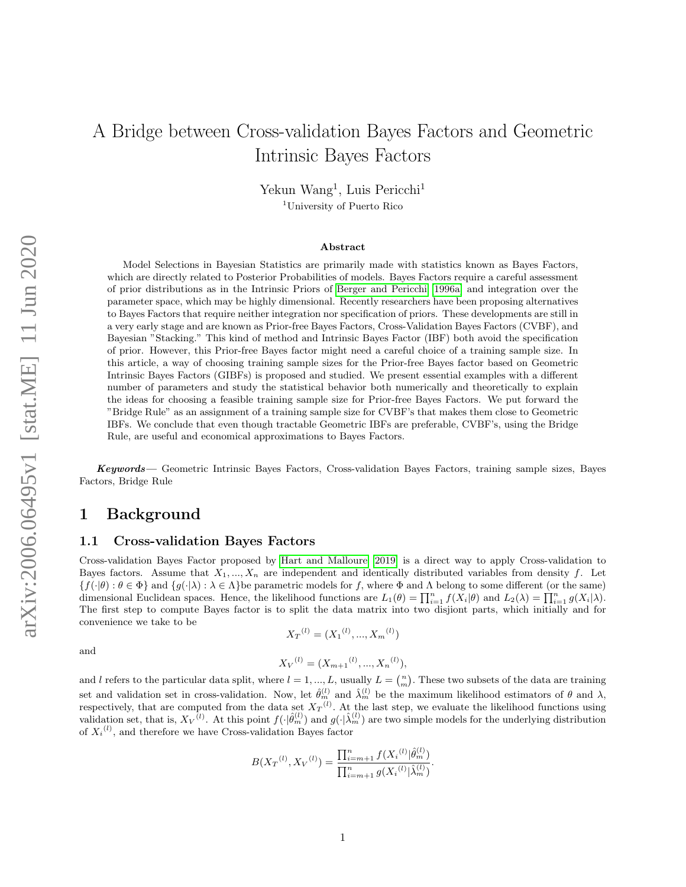# A Bridge between Cross-validation Bayes Factors and Geometric Intrinsic Bayes Factors

Yekun Wang[1], Luis Pericchi[1]

[1]University of Puerto Rico

### Abstract

Model Selections in Bayesian Statistics are primarily made with statistics known as Bayes Factors, which are directly related to Posterior Probabilities of models. Bayes Factors require a careful assessment of prior distributions as in the Intrinsic Priors of Berger and Pericchi [1996a] and integration over the parameter space, which may be highly dimensional. Recently researchers have been proposing alternatives to Bayes Factors that require neither integration nor specification of priors. These developments are still in a very early stage and are known as Prior-free Bayes Factors, Cross-Validation Bayes Factors (CVBF), and Bayesian "Stacking." This kind of method and Intrinsic Bayes Factor (IBF) both avoid the specification of prior. However, this Prior-free Bayes factor might need a careful choice of a training sample size. In this article, a way of choosing training sample sizes for the Prior-free Bayes factor based on Geometric Intrinsic Bayes Factors (GIBFs) is proposed and studied. We present essential examples with a different number of parameters and study the statistical behavior both numerically and theoretically to explain the ideas for choosing a feasible training sample size for Prior-free Bayes Factors. We put forward the "Bridge Rule" as an assignment of a training sample size for CVBF's that makes them close to Geometric IBFs. We conclude that even though tractable Geometric IBFs are preferable, CVBF's, using the Bridge Rule, are useful and economical approximations to Bayes Factors.

***Keywords***— Geometric Intrinsic Bayes Factors, Cross-validation Bayes Factors, training sample sizes, Bayes Factors, Bridge Rule

# 1 Background

## 1.1 Cross-validation Bayes Factors

Cross-validation Bayes Factor proposed by Hart and Malloure [2019] is a direct way to apply Cross-validation to Bayes factors. Assume that $X_1, ..., X_n$ are independent and identically distributed variables from density $f$. Let $\{f(\cdot|\theta) : \theta \in \Phi\}$ and $\{g(\cdot|\lambda) : \lambda \in \Lambda\}$be parametric models for $f$, where $\Phi$ and $\Lambda$ belong to some different (or the same) dimensional Euclidean spaces. Hence, the likelihood functions are $L_1(\theta) = \prod_{i=1}^{n} f(X_i|\theta)$ and $L_2(\lambda) = \prod_{i=1}^{n} g(X_i|\lambda)$. The first step to compute Bayes factor is to split the data matrix into two disjiont parts, which initially and for convenience we take to be

$$X_T{}^{(l)} = (X_1{}^{(l)}, ..., X_m{}^{(l)})$$

and

$$X_V{}^{(l)} = (X_{m+1}{}^{(l)}, ..., X_n{}^{(l)}),$$

and $l$ refers to the particular data split, where $l = 1, ..., L$, usually $L = \binom{n}{m}$. These two subsets of the data are training set and validation set in cross-validation. Now, let $\hat{\theta}_m^{(l)}$ and $\hat{\lambda}_m^{(l)}$ be the maximum likelihood estimators of $\theta$ and $\lambda$, respectively, that are computed from the data set $X_T{}^{(l)}$. At the last step, we evaluate the likelihood functions using validation set, that is, $X_V{}^{(l)}$. At this point $f(\cdot|\hat{\theta}_m^{(l)})$ and $g(\cdot|\hat{\lambda}_m^{(l)})$ are two simple models for the underlying distribution of $X_i{}^{(l)}$, and therefore we have Cross-validation Bayes factor

$$B(X_T{}^{(l)}, X_V{}^{(l)}) = \frac{\prod_{i=m+1}^{n} f(X_i{}^{(l)}|\hat{\theta}_m^{(l)})}{\prod_{i=m+1}^{n} g(X_i{}^{(l)}|\hat{\lambda}_m^{(l)})}.$$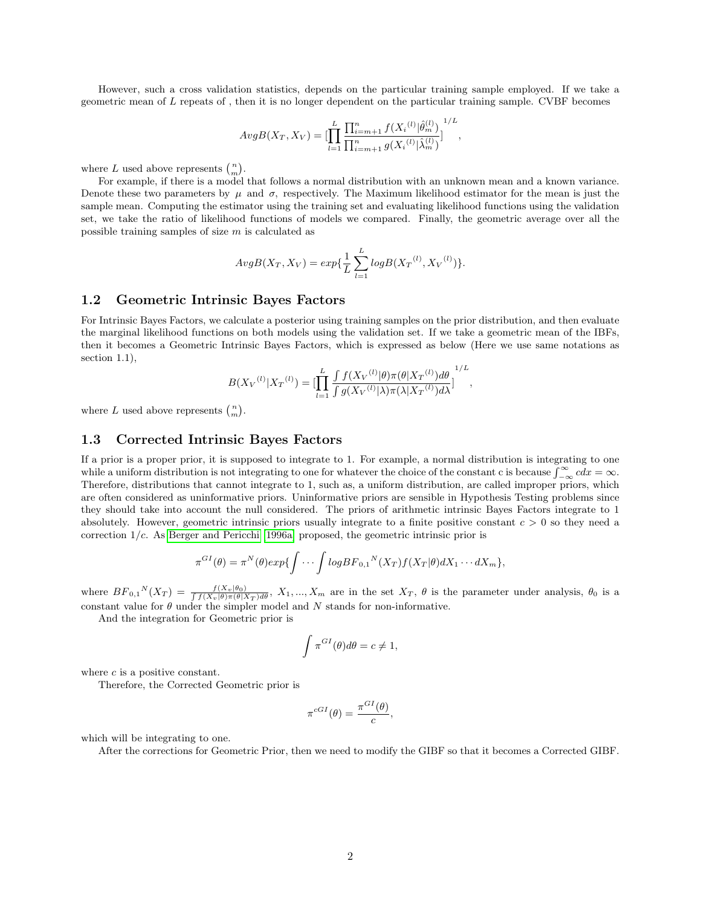However, such a cross validation statistics, depends on the particular training sample employed. If we take a geometric mean of $L$ repeats of , then it is no longer dependent on the particular training sample. CVBF becomes

$$AvgB(X_T, X_V) = [\prod_{l=1}^{L} \frac{\prod_{i=m+1}^{n} f({X_i}^{(l)}|\hat{\theta}_m^{(l)})}{\prod_{i=m+1}^{n} g({X_i}^{(l)}|\hat{\lambda}_m^{(l)})}]^{1/L},$$

where $L$ used above represents $\binom{n}{m}$.

For example, if there is a model that follows a normal distribution with an unknown mean and a known variance. Denote these two parameters by $\mu$ and $\sigma$, respectively. The Maximum likelihood estimator for the mean is just the sample mean. Computing the estimator using the training set and evaluating likelihood functions using the validation set, we take the ratio of likelihood functions of models we compared. Finally, the geometric average over all the possible training samples of size $m$ is calculated as

$$AvgB(X_T, X_V) = exp\{\frac{1}{L}\sum_{l=1}^{L} logB({X_T}^{(l)}, {X_V}^{(l)})\}.$$

## 1.2 Geometric Intrinsic Bayes Factors

For Intrinsic Bayes Factors, we calculate a posterior using training samples on the prior distribution, and then evaluate the marginal likelihood functions on both models using the validation set. If we take a geometric mean of the IBFs, then it becomes a Geometric Intrinsic Bayes Factors, which is expressed as below (Here we use same notations as section 1.1),

$$B({X_V}^{(l)}|{X_T}^{(l)}) = [\prod_{l=1}^{L} \frac{\int f({X_V}^{(l)}|\theta)\pi(\theta|{X_T}^{(l)})d\theta}{\int g({X_V}^{(l)}|\lambda)\pi(\lambda|{X_T}^{(l)})d\lambda}]^{1/L},$$

where $L$ used above represents $\binom{n}{m}$.

## 1.3 Corrected Intrinsic Bayes Factors

If a prior is a proper prior, it is supposed to integrate to 1. For example, a normal distribution is integrating to one while a uniform distribution is not integrating to one for whatever the choice of the constant c is because $\int_{-\infty}^{\infty} c dx = \infty$. Therefore, distributions that cannot integrate to 1, such as, a uniform distribution, are called improper priors, which are often considered as uninformative priors. Uninformative priors are sensible in Hypothesis Testing problems since they should take into account the null considered. The priors of arithmetic intrinsic Bayes Factors integrate to 1 absolutely. However, geometric intrinsic priors usually integrate to a finite positive constant $c > 0$ so they need a correction $1/c$. As Berger and Pericchi [1996a] proposed, the geometric intrinsic prior is

$$\pi^{GI}(\theta) = \pi^{N}(\theta)exp\{\int \cdots \int log{BF_{0,1}}^{N}(X_T)f(X_T|\theta)dX_1 \cdots dX_m\},$$

where ${BF_{0,1}}^{N}(X_T) = \frac{f(X_v|\theta_0)}{\int f(X_v|\theta)\pi(\theta|X_T)d\theta}$, $X_1, ..., X_m$ are in the set $X_T$, $\theta$ is the parameter under analysis, $\theta_0$ is a constant value for $\theta$ under the simpler model and $N$ stands for non-informative.

And the integration for Geometric prior is

$$\int \pi^{GI}(\theta)d\theta = c \neq 1,$$

where $c$ is a positive constant.

Therefore, the Corrected Geometric prior is

$$\pi^{cGI}(\theta) = \frac{\pi^{GI}(\theta)}{c},$$

which will be integrating to one.

After the corrections for Geometric Prior, then we need to modify the GIBF so that it becomes a Corrected GIBF.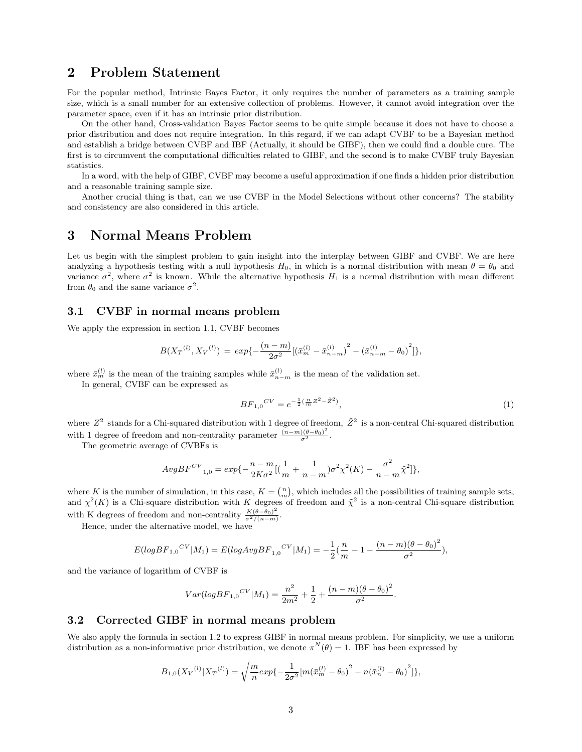## 2 Problem Statement

For the popular method, Intrinsic Bayes Factor, it only requires the number of parameters as a training sample size, which is a small number for an extensive collection of problems. However, it cannot avoid integration over the parameter space, even if it has an intrinsic prior distribution.

On the other hand, Cross-validation Bayes Factor seems to be quite simple because it does not have to choose a prior distribution and does not require integration. In this regard, if we can adapt CVBF to be a Bayesian method and establish a bridge between CVBF and IBF (Actually, it should be GIBF), then we could find a double cure. The first is to circumvent the computational difficulties related to GIBF, and the second is to make CVBF truly Bayesian statistics.

In a word, with the help of GIBF, CVBF may become a useful approximation if one finds a hidden prior distribution and a reasonable training sample size.

Another crucial thing is that, can we use CVBF in the Model Selections without other concerns? The stability and consistency are also considered in this article.

## 3 Normal Means Problem

Let us begin with the simplest problem to gain insight into the interplay between GIBF and CVBF. We are here analyzing a hypothesis testing with a null hypothesis $H_0$, in which is a normal distribution with mean $\theta = \theta_0$ and variance $\sigma^2$, where $\sigma^2$ is known. While the alternative hypothesis $H_1$ is a normal distribution with mean different from $\theta_0$ and the same variance $\sigma^2$.

### 3.1 CVBF in normal means problem

We apply the expression in section 1.1, CVBF becomes

$$B({X_T}^{(l)}, {X_V}^{(l)}) = exp\{-\frac{(n-m)}{2\sigma^2}[{(\bar{x}_m^{(l)} - \bar{x}_{n-m}^{(l)})}^2 - {(\bar{x}_{n-m}^{(l)} - \theta_0)}^2]\},$$

where $\bar{x}_m^{(l)}$ is the mean of the training samples while $\bar{x}_{n-m}^{(l)}$ is the mean of the validation set.

In general, CVBF can be expressed as

$$BF_{1,0}{}^{CV} = e^{-\frac{1}{2}(\frac{n}{m}Z^2 - \tilde{Z}^2)}, \tag{1}$$

where $Z^2$ stands for a Chi-squared distribution with 1 degree of freedom, $\tilde{Z}^2$ is a non-central Chi-squared distribution with 1 degree of freedom and non-centrality parameter $\frac{(n-m)(\theta-\theta_0)^2}{\sigma^2}$.

The geometric average of CVBFs is

$$AvgBF^{CV}{}_{1,0} = exp\{-\frac{n-m}{2K\sigma^2}[(\frac{1}{m} + \frac{1}{n-m})\sigma^2\chi^2(K) - \frac{\sigma^2}{n-m}\tilde{\chi}^2]\},$$

where $K$ is the number of simulation, in this case, $K = \binom{n}{m}$, which includes all the possibilities of training sample sets, and $\chi^2(K)$ is a Chi-square distribution with $K$ degrees of freedom and $\tilde{\chi}^2$ is a non-central Chi-square distribution with K degrees of freedom and non-centrality $\frac{K(\theta-\theta_0)^2}{\sigma^2/(n-m)}$.

Hence, under the alternative model, we have

$$E(logBF_{1,0}{}^{CV}|M_1) = E(logAvgBF_{1,0}{}^{CV}|M_1) = -\frac{1}{2}(\frac{n}{m} - 1 - \frac{(n-m)(\theta-\theta_0)^2}{\sigma^2}),$$

and the variance of logarithm of CVBF is

$$Var(logBF_{1,0}{}^{CV}|M_1) = \frac{n^2}{2m^2} + \frac{1}{2} + \frac{(n-m)(\theta-\theta_0)^2}{\sigma^2}.$$

### 3.2 Corrected GIBF in normal means problem

We also apply the formula in section 1.2 to express GIBF in normal means problem. For simplicity, we use a uniform distribution as a non-informative prior distribution, we denote $\pi^N(\theta) = 1$. IBF has been expressed by

$$B_{1,0}({X_V}^{(l)}|{X_T}^{(l)}) = \sqrt{\frac{m}{n}}exp\{-\frac{1}{2\sigma^2}[m{(\bar{x}_m^{(l)} - \theta_0)}^2 - n{(\bar{x}_n^{(l)} - \theta_0)}^2]\},$$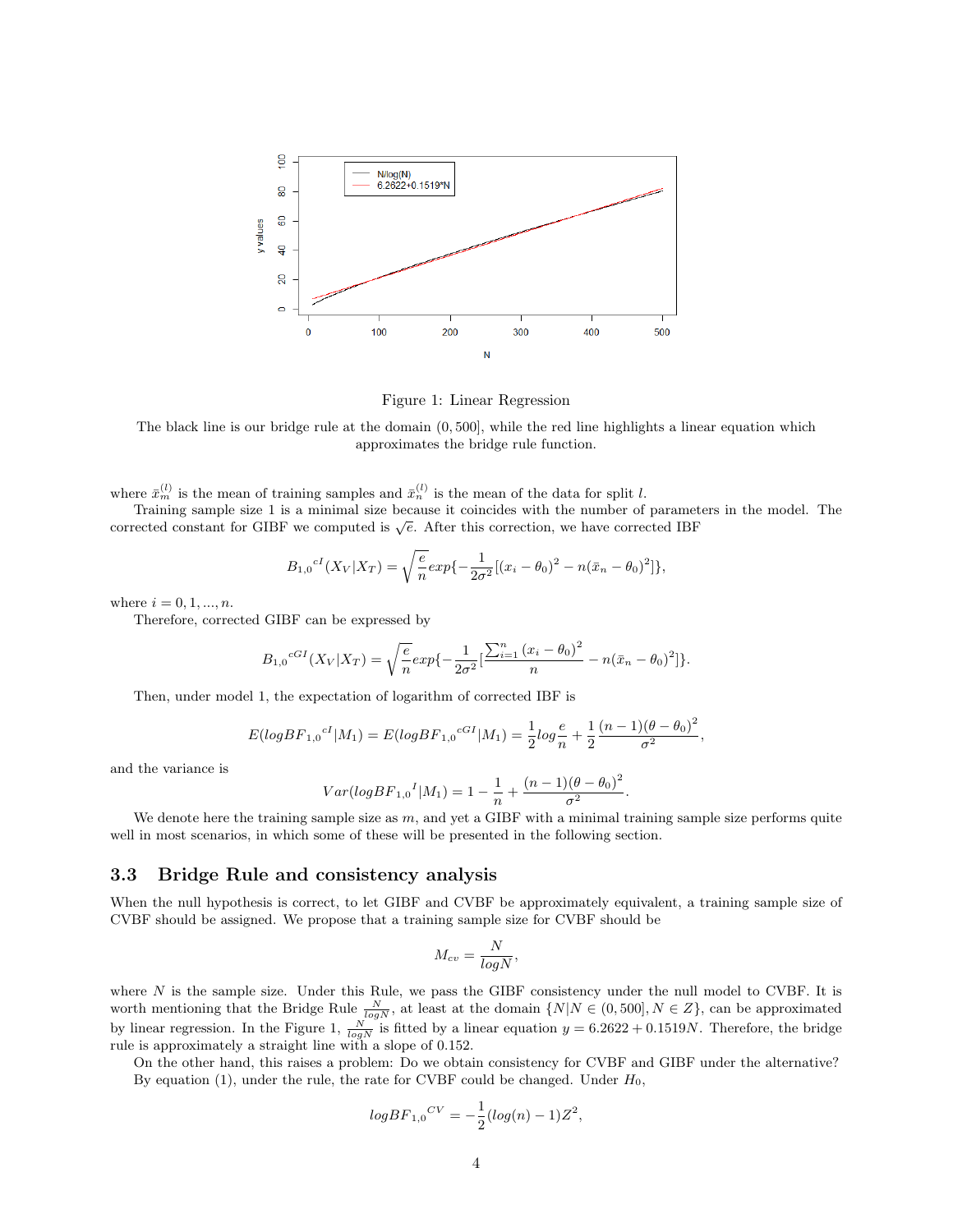Figure 1: Linear Regression

The black line is our bridge rule at the domain $(0, 500]$, while the red line highlights a linear equation which approximates the bridge rule function.

where $\bar{x}_m^{(l)}$ is the mean of training samples and $\bar{x}_n^{(l)}$ is the mean of the data for split $l$.

Training sample size 1 is a minimal size because it coincides with the number of parameters in the model. The corrected constant for GIBF we computed is $\sqrt{e}$. After this correction, we have corrected IBF

$$B_{1,0}{}^{cI}(X_V|X_T) = \sqrt{\frac{e}{n}} exp\{-\frac{1}{2\sigma^2}[(x_i - \theta_0)^2 - n(\bar{x}_n - \theta_0)^2]\},$$

where $i = 0, 1, ..., n$.

Therefore, corrected GIBF can be expressed by

$$B_{1,0}{}^{cGI}(X_V|X_T) = \sqrt{\frac{e}{n}} exp\{-\frac{1}{2\sigma^2}[\frac{\sum_{i=1}^{n}(x_i - \theta_0)^2}{n} - n(\bar{x}_n - \theta_0)^2]\}.$$

Then, under model 1, the expectation of logarithm of corrected IBF is

$$E(logBF_{1,0}{}^{cI}|M_1) = E(logBF_{1,0}{}^{cGI}|M_1) = \frac{1}{2}log\frac{e}{n} + \frac{1}{2}\frac{(n-1)(\theta - \theta_0)^2}{\sigma^2},$$

and the variance is

$$Var(logBF_{1,0}{}^{I}|M_1) = 1 - \frac{1}{n} + \frac{(n-1)(\theta - \theta_0)^2}{\sigma^2}.$$

We denote here the training sample size as $m$, and yet a GIBF with a minimal training sample size performs quite well in most scenarios, in which some of these will be presented in the following section.

### 3.3 Bridge Rule and consistency analysis

When the null hypothesis is correct, to let GIBF and CVBF be approximately equivalent, a training sample size of CVBF should be assigned. We propose that a training sample size for CVBF should be

$$M_{cv} = \frac{N}{logN},$$

where $N$ is the sample size. Under this Rule, we pass the GIBF consistency under the null model to CVBF. It is worth mentioning that the Bridge Rule $\frac{N}{logN}$, at least at the domain $\{N|N \in (0, 500], N \in Z\}$, can be approximated by linear regression. In the Figure 1, $\frac{N}{logN}$ is fitted by a linear equation $y = 6.2622 + 0.1519N$. Therefore, the bridge rule is approximately a straight line with a slope of 0.152.

On the other hand, this raises a problem: Do we obtain consistency for CVBF and GIBF under the alternative? By equation (1), under the rule, the rate for CVBF could be changed. Under $H_0$,

$$logBF_{1,0}{}^{CV} = -\frac{1}{2}(log(n) - 1)Z^2,$$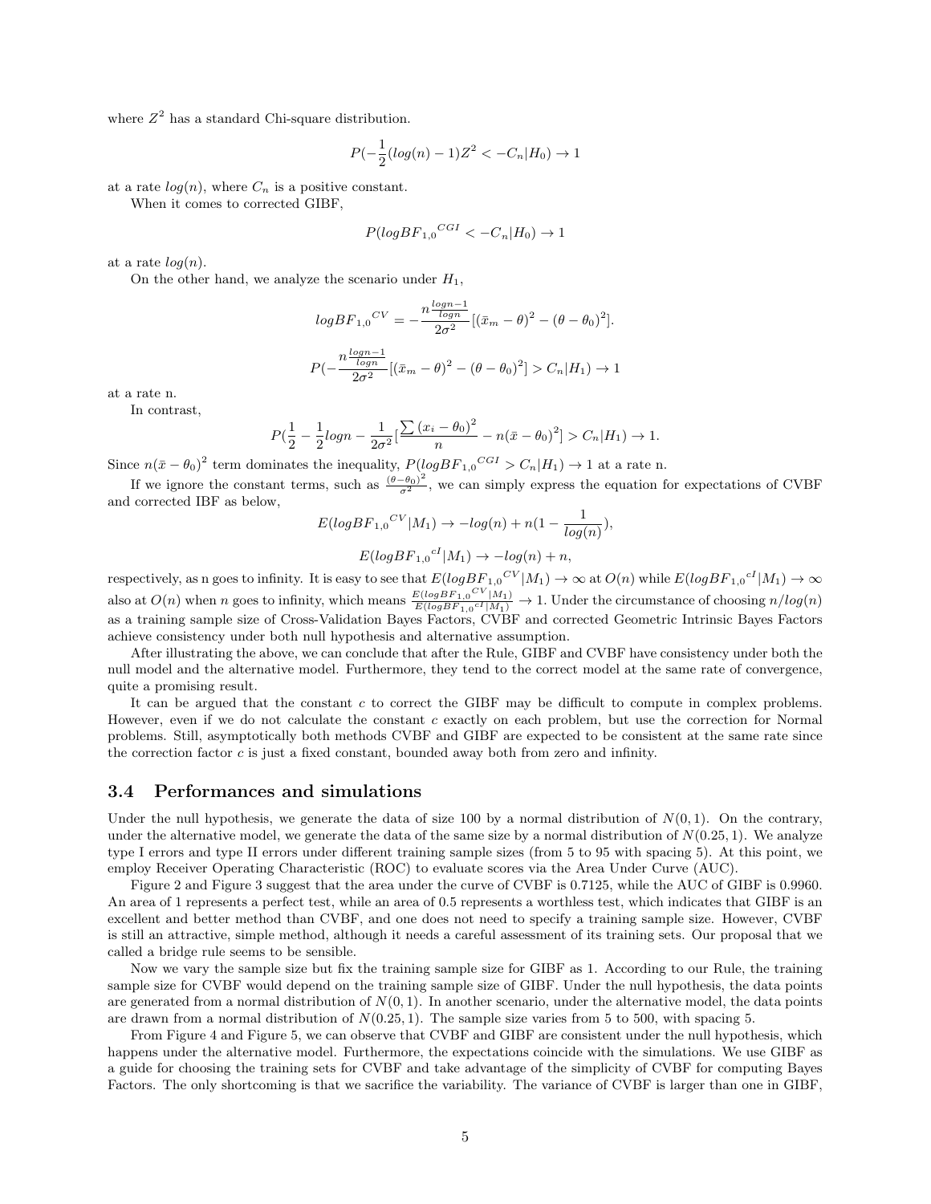where $Z^2$ has a standard Chi-square distribution.

$$P(-\frac{1}{2}(log(n)-1)Z^2 < -C_n|H_0) \to 1$$

at a rate $log(n)$, where $C_n$ is a positive constant.

When it comes to corrected GIBF,

$$P(logBF_{1,0}{}^{CGI} < -C_n|H_0) \to 1$$

at a rate $log(n)$.

On the other hand, we analyze the scenario under $H_1$,

$$logBF_{1,0}{}^{CV} = -\frac{n^{\frac{logn-1}{logn}}}{2\sigma^2}[(\bar{x}_m - \theta)^2 - (\theta - \theta_0)^2].$$

$$P(-\frac{n^{\frac{logn-1}{logn}}}{2\sigma^2}[(\bar{x}_m - \theta)^2 - (\theta - \theta_0)^2] > C_n|H_1) \to 1$$

at a rate n.

In contrast,

$$P(\frac{1}{2} - \frac{1}{2}logn - \frac{1}{2\sigma^2}[\frac{\sum(x_i - \theta_0)^2}{n} - n(\bar{x} - \theta_0)^2] > C_n|H_1) \to 1.$$

Since $n(\bar{x}-\theta_0)^2$ term dominates the inequality, $P(logBF_{1,0}{}^{CGI} > C_n|H_1) \to 1$ at a rate n.

If we ignore the constant terms, such as $\frac{(\theta-\theta_0)^2}{\sigma^2}$, we can simply express the equation for expectations of CVBF and corrected IBF as below,

$$E(logBF_{1,0}{}^{CV}|M_1) \to -log(n) + n(1 - \frac{1}{log(n)}),$$

$$E(logBF_{1,0}{}^{cI}|M_1) \to -log(n) + n,$$

respectively, as n goes to infinity. It is easy to see that $E(logBF_{1,0}{}^{CV}|M_1) \to \infty$ at $O(n)$ while $E(logBF_{1,0}{}^{cI}|M_1) \to \infty$ also at $O(n)$ when $n$ goes to infinity, which means $\frac{E(logBF_{1,0}{}^{CV}|M_1)}{E(logBF_{1,0}{}^{cI}|M_1)} \to 1$. Under the circumstance of choosing $n/log(n)$ as a training sample size of Cross-Validation Bayes Factors, CVBF and corrected Geometric Intrinsic Bayes Factors achieve consistency under both null hypothesis and alternative assumption.

After illustrating the above, we can conclude that after the Rule, GIBF and CVBF have consistency under both the null model and the alternative model. Furthermore, they tend to the correct model at the same rate of convergence, quite a promising result.

It can be argued that the constant $c$ to correct the GIBF may be difficult to compute in complex problems. However, even if we do not calculate the constant $c$ exactly on each problem, but use the correction for Normal problems. Still, asymptotically both methods CVBF and GIBF are expected to be consistent at the same rate since the correction factor $c$ is just a fixed constant, bounded away both from zero and infinity.

## 3.4 Performances and simulations

Under the null hypothesis, we generate the data of size 100 by a normal distribution of $N(0,1)$. On the contrary, under the alternative model, we generate the data of the same size by a normal distribution of $N(0.25,1)$. We analyze type I errors and type II errors under different training sample sizes (from 5 to 95 with spacing 5). At this point, we employ Receiver Operating Characteristic (ROC) to evaluate scores via the Area Under Curve (AUC).

Figure 2 and Figure 3 suggest that the area under the curve of CVBF is 0.7125, while the AUC of GIBF is 0.9960. An area of 1 represents a perfect test, while an area of 0.5 represents a worthless test, which indicates that GIBF is an excellent and better method than CVBF, and one does not need to specify a training sample size. However, CVBF is still an attractive, simple method, although it needs a careful assessment of its training sets. Our proposal that we called a bridge rule seems to be sensible.

Now we vary the sample size but fix the training sample size for GIBF as 1. According to our Rule, the training sample size for CVBF would depend on the training sample size of GIBF. Under the null hypothesis, the data points are generated from a normal distribution of $N(0,1)$. In another scenario, under the alternative model, the data points are drawn from a normal distribution of $N(0.25,1)$. The sample size varies from 5 to 500, with spacing 5.

From Figure 4 and Figure 5, we can observe that CVBF and GIBF are consistent under the null hypothesis, which happens under the alternative model. Furthermore, the expectations coincide with the simulations. We use GIBF as a guide for choosing the training sets for CVBF and take advantage of the simplicity of CVBF for computing Bayes Factors. The only shortcoming is that we sacrifice the variability. The variance of CVBF is larger than one in GIBF,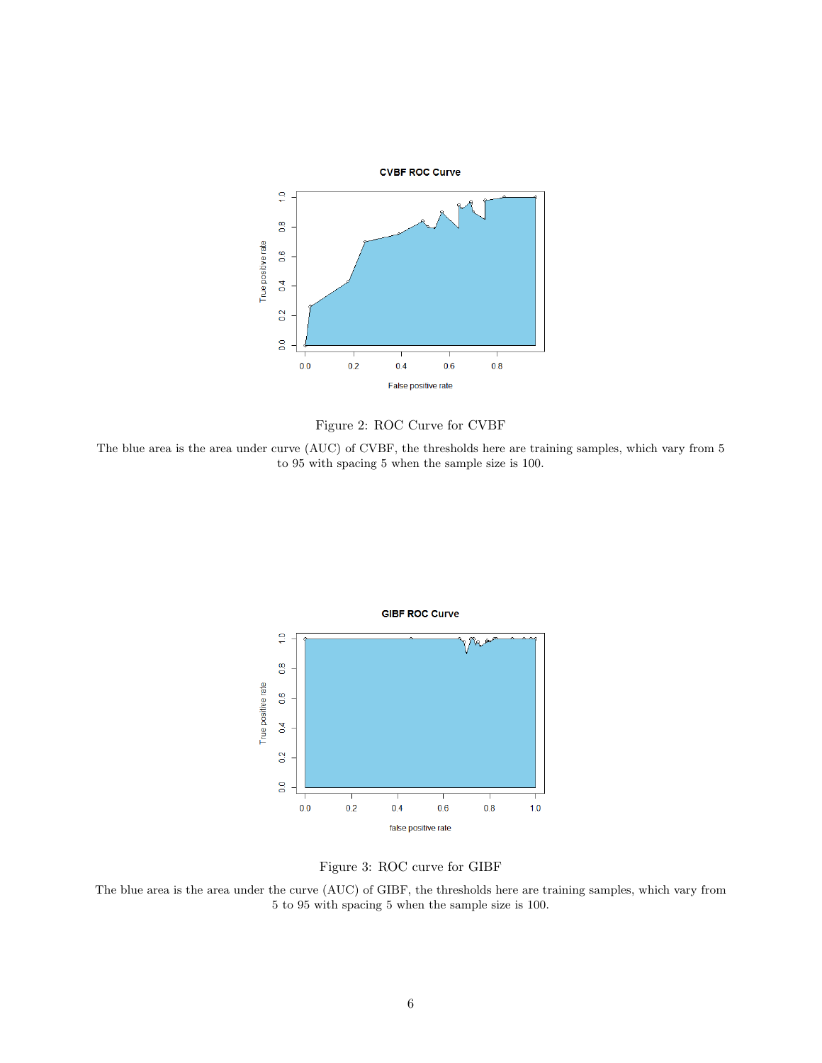Figure 2: ROC Curve for CVBF

The blue area is the area under curve (AUC) of CVBF, the thresholds here are training samples, which vary from 5 to 95 with spacing 5 when the sample size is 100.

Figure 3: ROC curve for GIBF

The blue area is the area under the curve (AUC) of GIBF, the thresholds here are training samples, which vary from 5 to 95 with spacing 5 when the sample size is 100.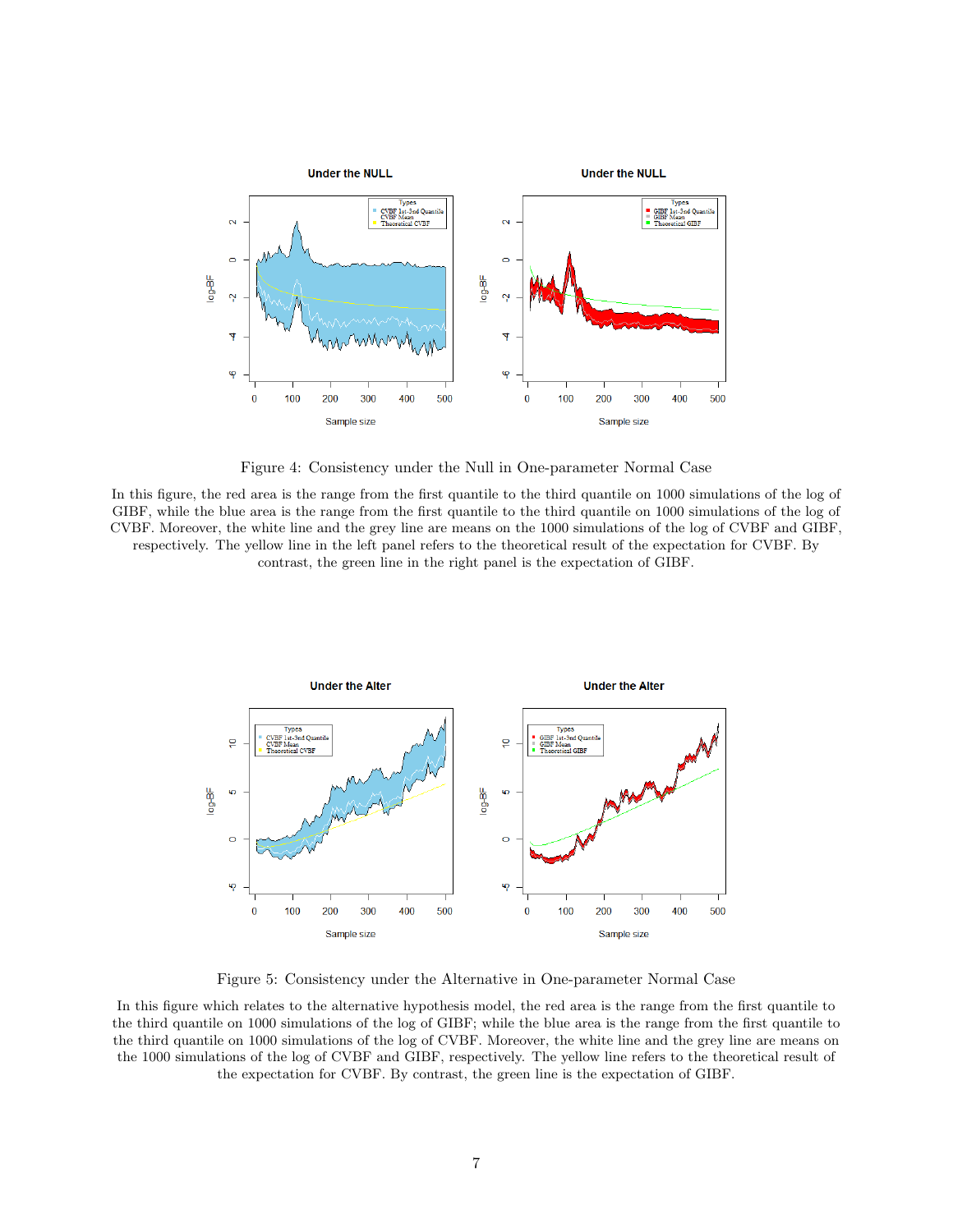Figure 4: Consistency under the Null in One-parameter Normal Case

In this figure, the red area is the range from the first quantile to the third quantile on 1000 simulations of the log of GIBF, while the blue area is the range from the first quantile to the third quantile on 1000 simulations of the log of CVBF. Moreover, the white line and the grey line are means on the 1000 simulations of the log of CVBF and GIBF, respectively. The yellow line in the left panel refers to the theoretical result of the expectation for CVBF. By contrast, the green line in the right panel is the expectation of GIBF.

Figure 5: Consistency under the Alternative in One-parameter Normal Case

In this figure which relates to the alternative hypothesis model, the red area is the range from the first quantile to the third quantile on 1000 simulations of the log of GIBF; while the blue area is the range from the first quantile to the third quantile on 1000 simulations of the log of CVBF. Moreover, the white line and the grey line are means on the 1000 simulations of the log of CVBF and GIBF, respectively. The yellow line refers to the theoretical result of the expectation for CVBF. By contrast, the green line is the expectation of GIBF.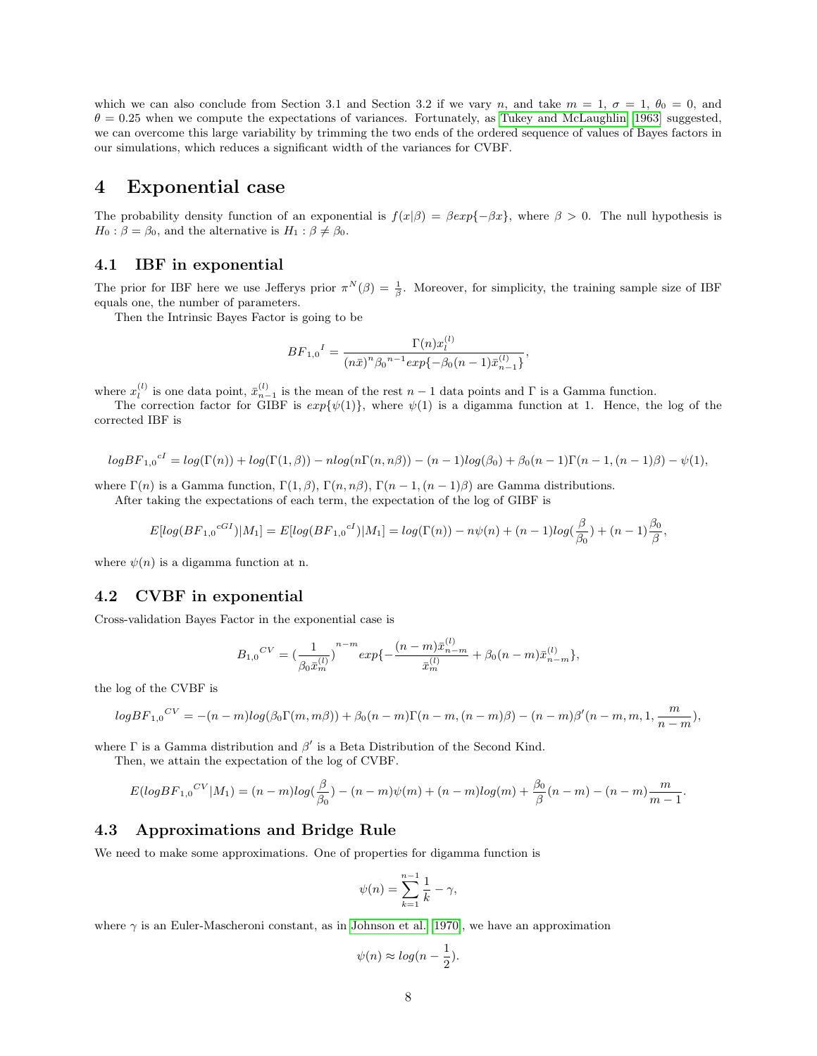which we can also conclude from Section 3.1 and Section 3.2 if we vary $n$, and take $m = 1$, $\sigma = 1$, $\theta_0 = 0$, and $\theta = 0.25$ when we compute the expectations of variances. Fortunately, as Tukey and McLaughlin [1963] suggested, we can overcome this large variability by trimming the two ends of the ordered sequence of values of Bayes factors in our simulations, which reduces a significant width of the variances for CVBF.

# 4 Exponential case

The probability density function of an exponential is $f(x|\beta) = \beta exp\{-\beta x\}$, where $\beta > 0$. The null hypothesis is $H_0 : \beta = \beta_0$, and the alternative is $H_1 : \beta \neq \beta_0$.

## 4.1 IBF in exponential

The prior for IBF here we use Jefferys prior $\pi^N(\beta) = \frac{1}{\beta}$. Moreover, for simplicity, the training sample size of IBF equals one, the number of parameters.

Then the Intrinsic Bayes Factor is going to be

$$BF_{1,0}{}^I = \frac{\Gamma(n) x_l^{(l)}}{(n\bar{x})^n {\beta_0}^{n-1} exp\{-\beta_0(n-1)\bar{x}_{n-1}^{(l)}\}},$$

where $x_l^{(l)}$ is one data point, $\bar{x}_{n-1}^{(l)}$ is the mean of the rest $n-1$ data points and $\Gamma$ is a Gamma function.

The correction factor for GIBF is $exp\{\psi(1)\}$, where $\psi(1)$ is a digamma function at 1. Hence, the log of the corrected IBF is

$$logBF_{1,0}{}^{cI} = log(\Gamma(n)) + log(\Gamma(1,\beta)) - nlog(n\Gamma(n, n\beta)) - (n-1)log(\beta_0) + \beta_0(n-1)\Gamma(n-1,(n-1)\beta) - \psi(1),$$

where $\Gamma(n)$ is a Gamma function, $\Gamma(1,\beta)$, $\Gamma(n, n\beta)$, $\Gamma(n-1,(n-1)\beta)$ are Gamma distributions.

After taking the expectations of each term, the expectation of the log of GIBF is

$$E[log(BF_{1,0}{}^{cGI})|M_1] = E[log(BF_{1,0}{}^{cI})|M_1] = log(\Gamma(n)) - n\psi(n) + (n-1)log(\frac{\beta}{\beta_0}) + (n-1)\frac{\beta_0}{\beta},$$

where $\psi(n)$ is a digamma function at n.

## 4.2 CVBF in exponential

Cross-validation Bayes Factor in the exponential case is

$$B_{1,0}{}^{CV} = (\frac{1}{\beta_0 \bar{x}_m^{(l)}})^{n-m} exp\{-\frac{(n-m)\bar{x}_{n-m}^{(l)}}{\bar{x}_m^{(l)}} + \beta_0(n-m)\bar{x}_{n-m}^{(l)}\},$$

the log of the CVBF is

$$logBF_{1,0}{}^{CV} = -(n-m)log(\beta_0\Gamma(m, m\beta)) + \beta_0(n-m)\Gamma(n-m,(n-m)\beta) - (n-m)\beta'(n-m, m, 1, \frac{m}{n-m}),$$

where $\Gamma$ is a Gamma distribution and $\beta'$ is a Beta Distribution of the Second Kind.

Then, we attain the expectation of the log of CVBF.

$$E(logBF_{1,0}{}^{CV}|M_1) = (n-m)log(\frac{\beta}{\beta_0}) - (n-m)\psi(m) + (n-m)log(m) + \frac{\beta_0}{\beta}(n-m) - (n-m)\frac{m}{m-1}.$$

## 4.3 Approximations and Bridge Rule

We need to make some approximations. One of properties for digamma function is

$$\psi(n) = \sum_{k=1}^{n-1} \frac{1}{k} - \gamma,$$

where $\gamma$ is an Euler-Mascheroni constant, as in Johnson et al. [1970], we have an approximation

$$\psi(n) \approx log(n - \frac{1}{2}).$$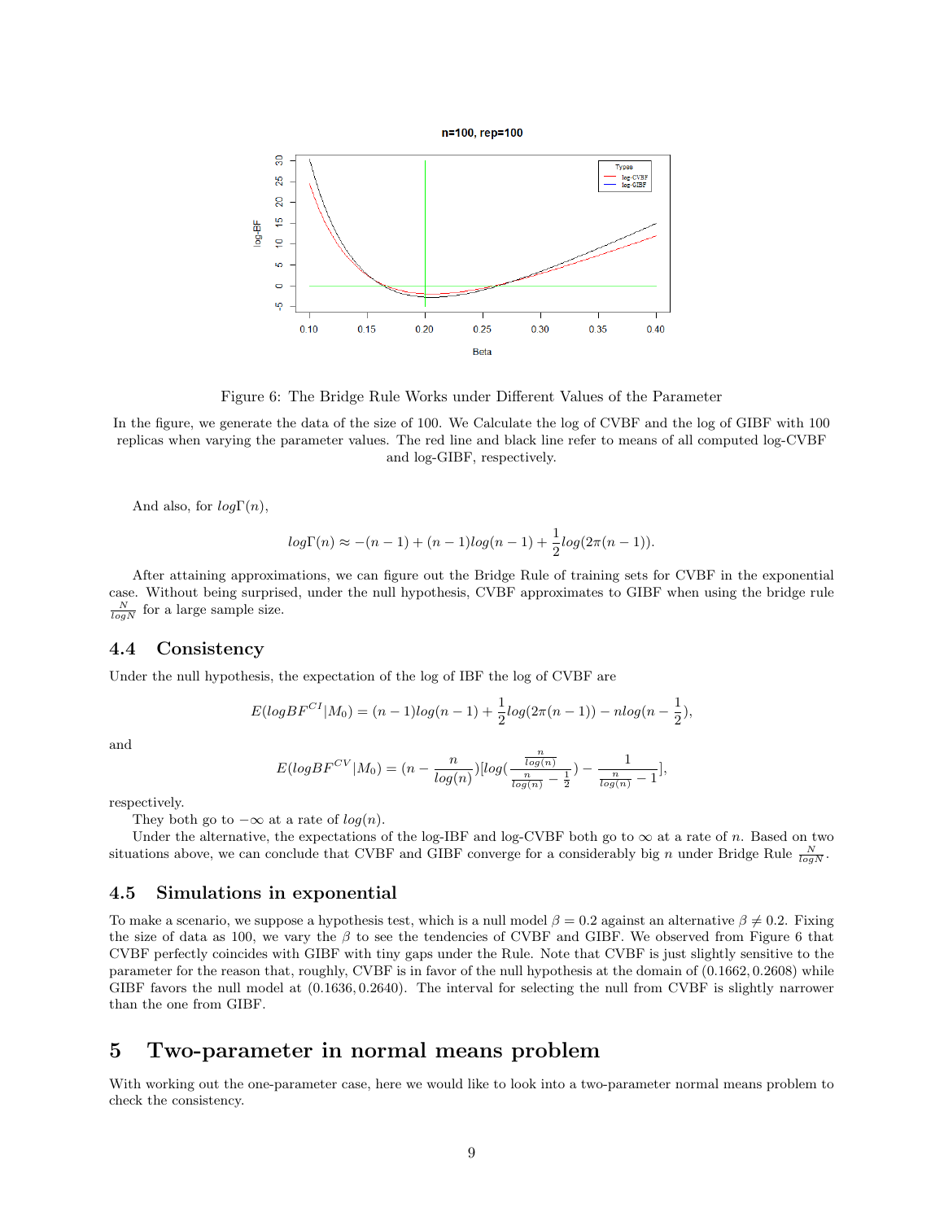Figure 6: The Bridge Rule Works under Different Values of the Parameter

In the figure, we generate the data of the size of 100. We Calculate the log of CVBF and the log of GIBF with 100 replicas when varying the parameter values. The red line and black line refer to means of all computed log-CVBF and log-GIBF, respectively.

And also, for $log\Gamma(n)$,

$$log\Gamma(n) \approx -(n-1) + (n-1)log(n-1) + \frac{1}{2}log(2\pi(n-1)).$$

After attaining approximations, we can figure out the Bridge Rule of training sets for CVBF in the exponential case. Without being surprised, under the null hypothesis, CVBF approximates to GIBF when using the bridge rule $\frac{N}{logN}$ for a large sample size.

### 4.4 Consistency

Under the null hypothesis, the expectation of the log of IBF the log of CVBF are

$$E(logBF^{CI}|M_0) = (n-1)log(n-1) + \frac{1}{2}log(2\pi(n-1)) - nlog(n - \frac{1}{2}),$$

and

$$E(logBF^{CV}|M_0) = (n - \frac{n}{log(n)})[log(\frac{\frac{n}{log(n)}}{\frac{n}{log(n)} - \frac{1}{2}}) - \frac{1}{\frac{n}{log(n)} - 1}],$$

respectively.

They both go to $-\infty$ at a rate of $log(n)$.

Under the alternative, the expectations of the log-IBF and log-CVBF both go to $\infty$ at a rate of $n$. Based on two situations above, we can conclude that CVBF and GIBF converge for a considerably big $n$ under Bridge Rule $\frac{N}{logN}$.

### 4.5 Simulations in exponential

To make a scenario, we suppose a hypothesis test, which is a null model $\beta = 0.2$ against an alternative $\beta \neq 0.2$. Fixing the size of data as 100, we vary the $\beta$ to see the tendencies of CVBF and GIBF. We observed from Figure 6 that CVBF perfectly coincides with GIBF with tiny gaps under the Rule. Note that CVBF is just slightly sensitive to the parameter for the reason that, roughly, CVBF is in favor of the null hypothesis at the domain of $(0.1662, 0.2608)$ while GIBF favors the null model at $(0.1636, 0.2640)$. The interval for selecting the null from CVBF is slightly narrower than the one from GIBF.

## 5 Two-parameter in normal means problem

With working out the one-parameter case, here we would like to look into a two-parameter normal means problem to check the consistency.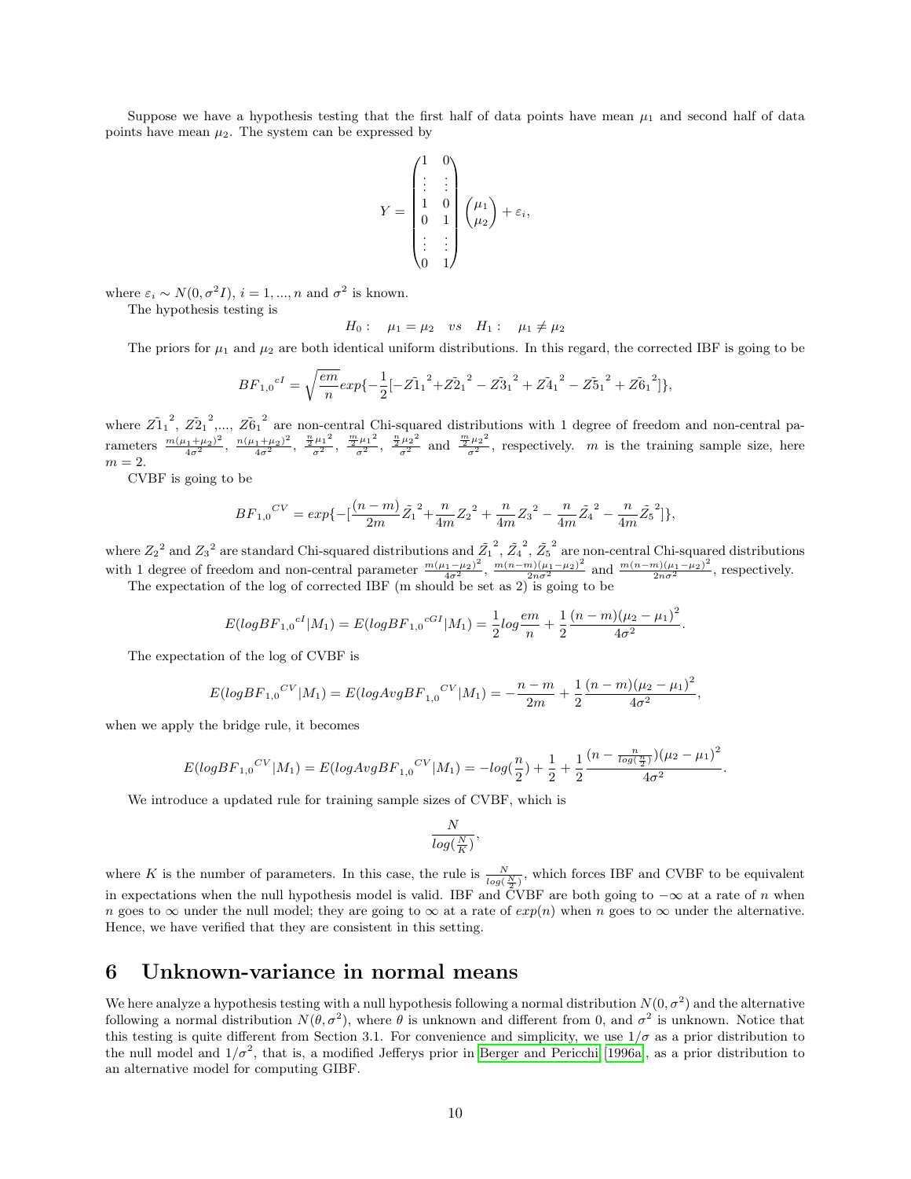Suppose we have a hypothesis testing that the first half of data points have mean $\mu_1$ and second half of data points have mean $\mu_2$. The system can be expressed by

$$
Y = \begin{pmatrix} 1 & 0 \\ \vdots & \vdots \\ 1 & 0 \\ 0 & 1 \\ \vdots & \vdots \\ 0 & 1 \end{pmatrix} \begin{pmatrix} \mu_1 \\ \mu_2 \end{pmatrix} + \varepsilon_i,
$$

where $\varepsilon_i \sim N(0, \sigma^2 I)$, $i = 1, ..., n$ and $\sigma^2$ is known.

The hypothesis testing is

$$
H_0: \quad \mu_1 = \mu_2 \quad vs \quad H_1: \quad \mu_1 \neq \mu_2
$$

The priors for $\mu_1$ and $\mu_2$ are both identical uniform distributions. In this regard, the corrected IBF is going to be

$$
BF_{1,0}{}^{cI} = \sqrt{\frac{em}{n}} exp\{-\frac{1}{2}[-\tilde{Z1}_1{}^2 + \tilde{Z2}_1{}^2 - \tilde{Z3}_1{}^2 + \tilde{Z4}_1{}^2 - \tilde{Z5}_1{}^2 + \tilde{Z6}_1{}^2]\},
$$

where $\tilde{Z1}_1{}^2$, $\tilde{Z2}_1{}^2$,..., $\tilde{Z6}_1{}^2$ are non-central Chi-squared distributions with 1 degree of freedom and non-central parameters $\frac{m(\mu_1+\mu_2)^2}{4\sigma^2}$, $\frac{n(\mu_1+\mu_2)^2}{4\sigma^2}$, $\frac{\frac{n}{2}\mu_1{}^2}{\sigma^2}$, $\frac{\frac{m}{2}\mu_1{}^2}{\sigma^2}$, $\frac{\frac{n}{2}\mu_2{}^2}{\sigma^2}$ and $\frac{\frac{m}{2}\mu_2{}^2}{\sigma^2}$, respectively. $m$ is the training sample size, here $m = 2$.

CVBF is going to be

$$
BF_{1,0}{}^{CV} = exp\{-[\frac{(n-m)}{2m}\tilde{Z}_1{}^2 + \frac{n}{4m}Z_2{}^2 + \frac{n}{4m}Z_3{}^2 - \frac{n}{4m}\tilde{Z}_4{}^2 - \frac{n}{4m}\tilde{Z}_5{}^2]\},
$$

where $Z_2{}^2$ and $Z_3{}^2$ are standard Chi-squared distributions and $\tilde{Z}_1{}^2$, $\tilde{Z}_4{}^2$, $\tilde{Z}_5{}^2$ are non-central Chi-squared distributions with 1 degree of freedom and non-central parameter $\frac{m(\mu_1-\mu_2)^2}{4\sigma^2}$, $\frac{m(n-m)(\mu_1-\mu_2)^2}{2n\sigma^2}$ and $\frac{m(n-m)(\mu_1-\mu_2)^2}{2n\sigma^2}$, respectively.

The expectation of the log of corrected IBF (m should be set as 2) is going to be

$$
E(logBF_{1,0}{}^{cI}|M_1) = E(logBF_{1,0}{}^{cGI}|M_1) = \frac{1}{2}log\frac{em}{n} + \frac{1}{2}\frac{(n-m)(\mu_2-\mu_1)^2}{4\sigma^2}.
$$

The expectation of the log of CVBF is

$$
E(logBF_{1,0}{}^{CV}|M_1) = E(logAvgBF_{1,0}{}^{CV}|M_1) = -\frac{n-m}{2m} + \frac{1}{2}\frac{(n-m)(\mu_2-\mu_1)^2}{4\sigma^2},
$$

when we apply the bridge rule, it becomes

$$
E(logBF_{1,0}{}^{CV}|M_1) = E(logAvgBF_{1,0}{}^{CV}|M_1) = -log(\frac{n}{2}) + \frac{1}{2} + \frac{1}{2}\frac{(n - \frac{n}{log(\frac{n}{2})})(\mu_2-\mu_1)^2}{4\sigma^2}.
$$

We introduce a updated rule for training sample sizes of CVBF, which is

$$
\frac{N}{log(\frac{N}{K})},
$$

where $K$ is the number of parameters. In this case, the rule is $\frac{N}{log(\frac{N}{2})}$, which forces IBF and CVBF to be equivalent in expectations when the null hypothesis model is valid. IBF and CVBF are both going to $-\infty$ at a rate of $n$ when $n$ goes to $\infty$ under the null model; they are going to $\infty$ at a rate of $exp(n)$ when $n$ goes to $\infty$ under the alternative. Hence, we have verified that they are consistent in this setting.

# 6 Unknown-variance in normal means

We here analyze a hypothesis testing with a null hypothesis following a normal distribution $N(0, \sigma^2)$ and the alternative following a normal distribution $N(\theta, \sigma^2)$, where $\theta$ is unknown and different from 0, and $\sigma^2$ is unknown. Notice that this testing is quite different from Section 3.1. For convenience and simplicity, we use $1/\sigma$ as a prior distribution to the null model and $1/\sigma^2$, that is, a modified Jefferys prior in Berger and Pericchi [1996a], as a prior distribution to an alternative model for computing GIBF.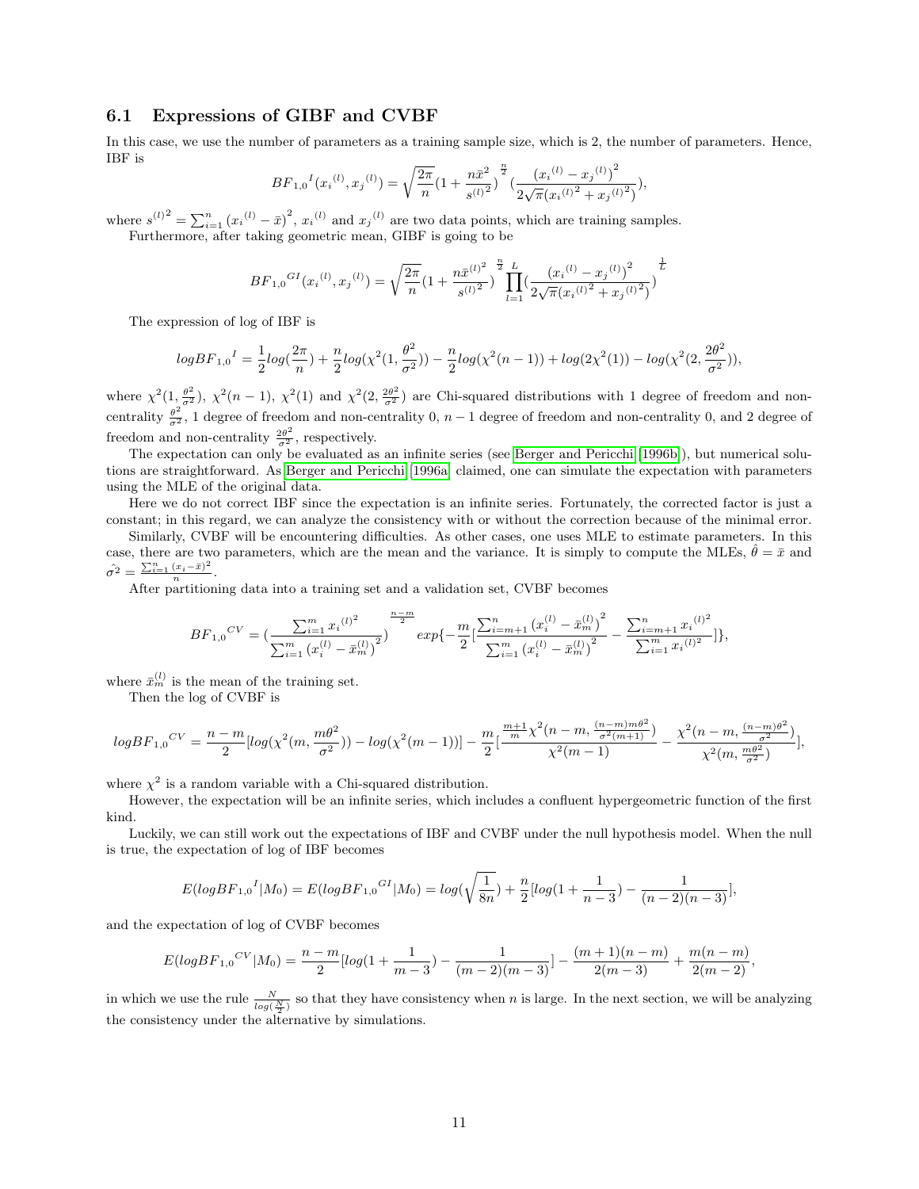### 6.1 Expressions of GIBF and CVBF

In this case, we use the number of parameters as a training sample size, which is 2, the number of parameters. Hence, IBF is

$$BF_{1,0}{}^{I}(x_i{}^{(l)}, x_j{}^{(l)}) = \sqrt{\frac{2\pi}{n}}(1 + \frac{n\bar{x}^2}{s^{(l)2}})^{\frac{n}{2}}(\frac{(x_i{}^{(l)} - x_j{}^{(l)})^2}{2\sqrt{\pi}(x_i{}^{(l)2} + x_j{}^{(l)2})}),$$

where $s^{(l)2} = \sum_{i=1}^{n}(x_i{}^{(l)} - \bar{x})^2$, $x_i{}^{(l)}$ and $x_j{}^{(l)}$ are two data points, which are training samples.

Furthermore, after taking geometric mean, GIBF is going to be

$$BF_{1,0}{}^{GI}(x_i{}^{(l)}, x_j{}^{(l)}) = \sqrt{\frac{2\pi}{n}}(1 + \frac{n\bar{x}^{(l)2}}{s^{(l)2}})^{\frac{n}{2}}\prod_{l=1}^{L}(\frac{(x_i{}^{(l)} - x_j{}^{(l)})^2}{2\sqrt{\pi}(x_i{}^{(l)2} + x_j{}^{(l)2})})^{\frac{1}{L}}$$

The expression of log of IBF is

$$logBF_{1,0}{}^{I} = \frac{1}{2}log(\frac{2\pi}{n}) + \frac{n}{2}log(\chi^2(1, \frac{\theta^2}{\sigma^2})) - \frac{n}{2}log(\chi^2(n-1)) + log(2\chi^2(1)) - log(\chi^2(2, \frac{2\theta^2}{\sigma^2})),$$

where $\chi^2(1, \frac{\theta^2}{\sigma^2})$, $\chi^2(n-1)$, $\chi^2(1)$ and $\chi^2(2, \frac{2\theta^2}{\sigma^2})$ are Chi-squared distributions with 1 degree of freedom and non-centrality $\frac{\theta^2}{\sigma^2}$, 1 degree of freedom and non-centrality 0, $n-1$ degree of freedom and non-centrality 0, and 2 degree of freedom and non-centrality $\frac{2\theta^2}{\sigma^2}$, respectively.

The expectation can only be evaluated as an infinite series (see Berger and Pericchi (1996b)), but numerical solutions are straightforward. As Berger and Pericchi (1996a) claimed, one can simulate the expectation with parameters using the MLE of the original data.

Here we do not correct IBF since the expectation is an infinite series. Fortunately, the corrected factor is just a constant; in this regard, we can analyze the consistency with or without the correction because of the minimal error.

Similarly, CVBF will be encountering difficulties. As other cases, one uses MLE to estimate parameters. In this case, there are two parameters, which are the mean and the variance. It is simply to compute the MLEs, $\hat{\theta} = \bar{x}$ and $\hat{\sigma^2} = \frac{\sum_{i=1}^{n}(x_i - \bar{x})^2}{n}$.

After partitioning data into a training set and a validation set, CVBF becomes

$$BF_{1,0}{}^{CV} = (\frac{\sum_{i=1}^{m} x_i{}^{(l)2}}{\sum_{i=1}^{m}(x_i^{(l)} - \bar{x}_m^{(l)})^2})^{\frac{n-m}{2}} exp\{-\frac{m}{2}[\frac{\sum_{i=m+1}^{n}(x_i^{(l)} - \bar{x}_m^{(l)})^2}{\sum_{i=1}^{m}(x_i^{(l)} - \bar{x}_m^{(l)})^2} - \frac{\sum_{i=m+1}^{n} x_i{}^{(l)2}}{\sum_{i=1}^{m} x_i{}^{(l)2}}]\},$$

where $\bar{x}_m^{(l)}$ is the mean of the training set.

Then the log of CVBF is

$$logBF_{1,0}{}^{CV} = \frac{n-m}{2}[log(\chi^2(m, \frac{m\theta^2}{\sigma^2})) - log(\chi^2(m-1))] - \frac{m}{2}[\frac{\frac{m+1}{m}\chi^2(n-m, \frac{(n-m)m\theta^2}{\sigma^2(m+1)})}{\chi^2(m-1)} - \frac{\chi^2(n-m, \frac{(n-m)\theta^2}{\sigma^2})}{\chi^2(m, \frac{m\theta^2}{\sigma^2})}],$$

where $\chi^2$ is a random variable with a Chi-squared distribution.

However, the expectation will be an infinite series, which includes a confluent hypergeometric function of the first kind.

Luckily, we can still work out the expectations of IBF and CVBF under the null hypothesis model. When the null is true, the expectation of log of IBF becomes

$$E(logBF_{1,0}{}^{I}|M_0) = E(logBF_{1,0}{}^{GI}|M_0) = log(\sqrt{\frac{1}{8n}}) + \frac{n}{2}[log(1 + \frac{1}{n-3}) - \frac{1}{(n-2)(n-3)}],$$

and the expectation of log of CVBF becomes

$$E(logBF_{1,0}{}^{CV}|M_0) = \frac{n-m}{2}[log(1 + \frac{1}{m-3}) - \frac{1}{(m-2)(m-3)}] - \frac{(m+1)(n-m)}{2(m-3)} + \frac{m(n-m)}{2(m-2)},$$

in which we use the rule $\frac{N}{log(\frac{N}{2})}$ so that they have consistency when $n$ is large. In the next section, we will be analyzing the consistency under the alternative by simulations.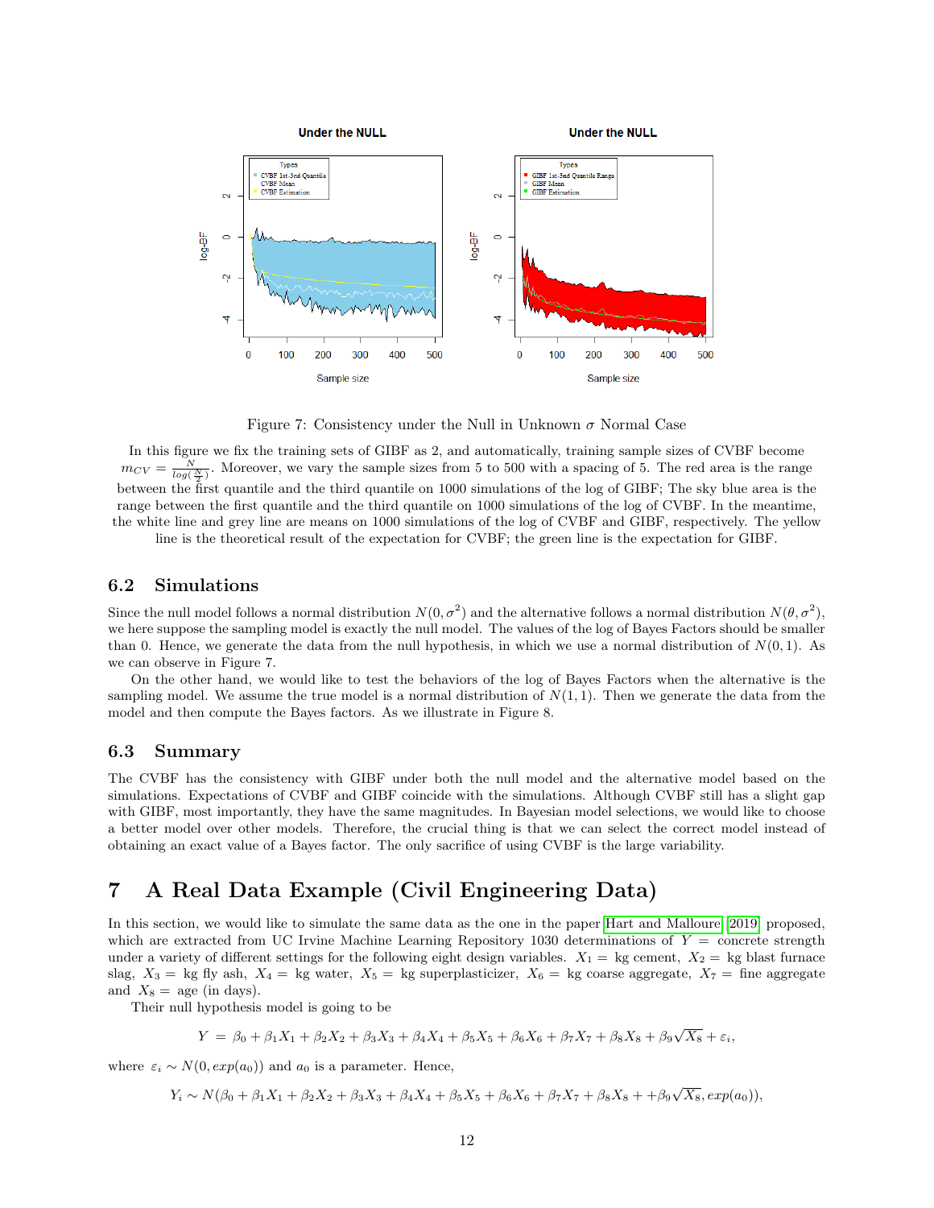Figure 7: Consistency under the Null in Unknown $\sigma$ Normal Case

In this figure we fix the training sets of GIBF as 2, and automatically, training sample sizes of CVBF become $m_{CV} = \frac{N}{log(\frac{N}{2})}$. Moreover, we vary the sample sizes from 5 to 500 with a spacing of 5. The red area is the range between the first quantile and the third quantile on 1000 simulations of the log of GIBF; The sky blue area is the range between the first quantile and the third quantile on 1000 simulations of the log of CVBF. In the meantime, the white line and grey line are means on 1000 simulations of the log of CVBF and GIBF, respectively. The yellow line is the theoretical result of the expectation for CVBF; the green line is the expectation for GIBF.

### 6.2 Simulations

Since the null model follows a normal distribution $N(0, \sigma^2)$ and the alternative follows a normal distribution $N(\theta, \sigma^2)$, we here suppose the sampling model is exactly the null model. The values of the log of Bayes Factors should be smaller than 0. Hence, we generate the data from the null hypothesis, in which we use a normal distribution of $N(0, 1)$. As we can observe in Figure 7.

On the other hand, we would like to test the behaviors of the log of Bayes Factors when the alternative is the sampling model. We assume the true model is a normal distribution of $N(1, 1)$. Then we generate the data from the model and then compute the Bayes factors. As we illustrate in Figure 8.

### 6.3 Summary

The CVBF has the consistency with GIBF under both the null model and the alternative model based on the simulations. Expectations of CVBF and GIBF coincide with the simulations. Although CVBF still has a slight gap with GIBF, most importantly, they have the same magnitudes. In Bayesian model selections, we would like to choose a better model over other models. Therefore, the crucial thing is that we can select the correct model instead of obtaining an exact value of a Bayes factor. The only sacrifice of using CVBF is the large variability.

## 7 A Real Data Example (Civil Engineering Data)

In this section, we would like to simulate the same data as the one in the paper Hart and Malloure 2019 proposed, which are extracted from UC Irvine Machine Learning Repository 1030 determinations of $Y$ = concrete strength under a variety of different settings for the following eight design variables. $X_1$ = kg cement, $X_2$ = kg blast furnace slag, $X_3$ = kg fly ash, $X_4$ = kg water, $X_5$ = kg superplasticizer, $X_6$ = kg coarse aggregate, $X_7$ = fine aggregate and $X_8$ = age (in days).

Their null hypothesis model is going to be

$$Y = \beta_0 + \beta_1 X_1 + \beta_2 X_2 + \beta_3 X_3 + \beta_4 X_4 + \beta_5 X_5 + \beta_6 X_6 + \beta_7 X_7 + \beta_8 X_8 + \beta_9 \sqrt{X_8} + \varepsilon_i,$$

where $\varepsilon_i \sim N(0, exp(a_0))$ and $a_0$ is a parameter. Hence,

$$Y_i \sim N(\beta_0 + \beta_1 X_1 + \beta_2 X_2 + \beta_3 X_3 + \beta_4 X_4 + \beta_5 X_5 + \beta_6 X_6 + \beta_7 X_7 + \beta_8 X_8 + +\beta_9 \sqrt{X_8}, exp(a_0)),$$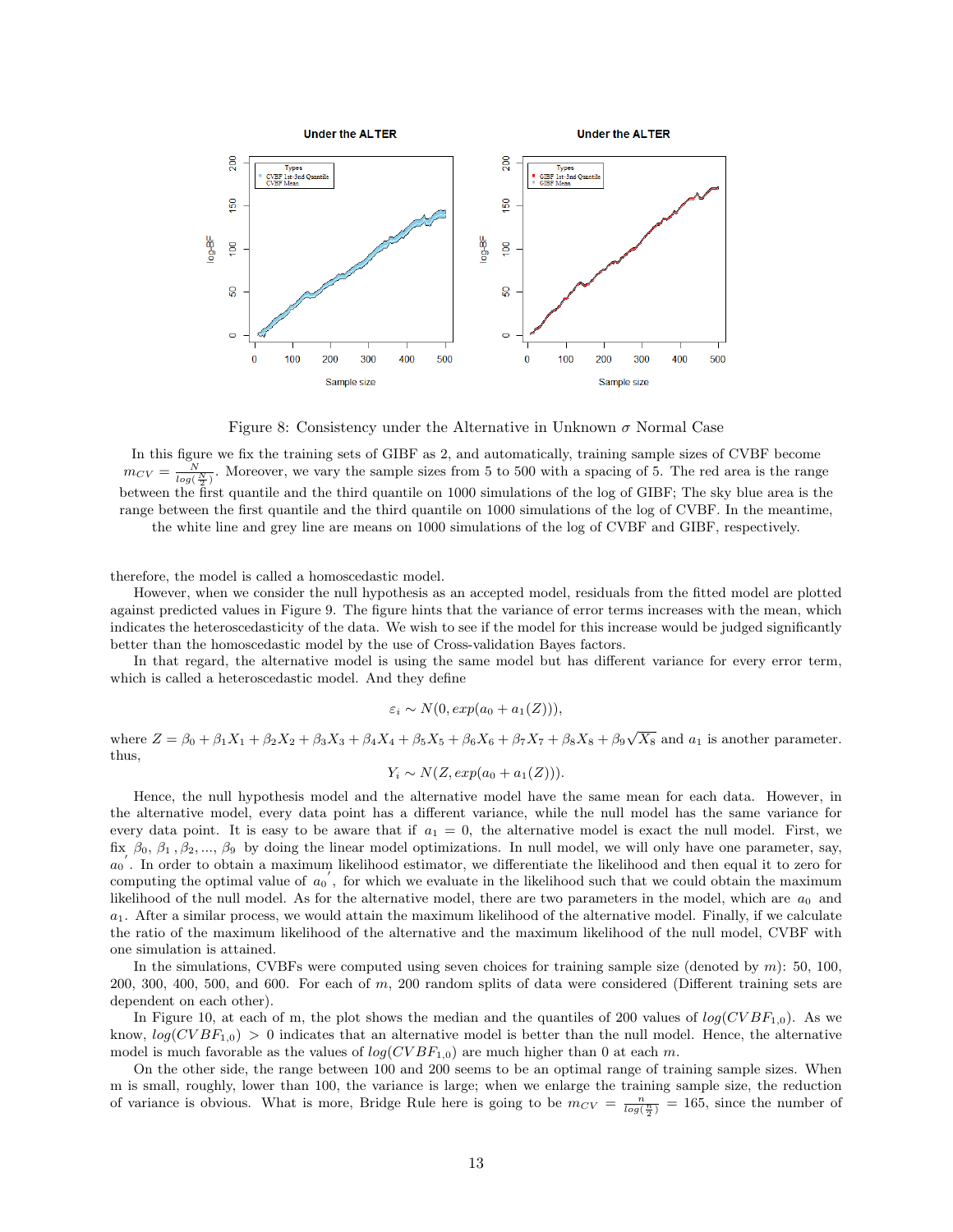Figure 8: Consistency under the Alternative in Unknown $\sigma$ Normal Case

In this figure we fix the training sets of GIBF as 2, and automatically, training sample sizes of CVBF become $m_{CV} = \frac{N}{log(\frac{N}{2})}$. Moreover, we vary the sample sizes from 5 to 500 with a spacing of 5. The red area is the range between the first quantile and the third quantile on 1000 simulations of the log of GIBF; The sky blue area is the range between the first quantile and the third quantile on 1000 simulations of the log of CVBF. In the meantime, the white line and grey line are means on 1000 simulations of the log of CVBF and GIBF, respectively.

therefore, the model is called a homoscedastic model.

However, when we consider the null hypothesis as an accepted model, residuals from the fitted model are plotted against predicted values in Figure 9. The figure hints that the variance of error terms increases with the mean, which indicates the heteroscedasticity of the data. We wish to see if the model for this increase would be judged significantly better than the homoscedastic model by the use of Cross-validation Bayes factors.

In that regard, the alternative model is using the same model but has different variance for every error term, which is called a heteroscedastic model. And they define

$$\varepsilon_i \sim N(0, exp(a_0 + a_1(Z))),$$

where $Z = \beta_0 + \beta_1 X_1 + \beta_2 X_2 + \beta_3 X_3 + \beta_4 X_4 + \beta_5 X_5 + \beta_6 X_6 + \beta_7 X_7 + \beta_8 X_8 + \beta_9 \sqrt{X_8}$ and $a_1$ is another parameter. thus,

$$Y_i \sim N(Z, exp(a_0 + a_1(Z))).$$

Hence, the null hypothesis model and the alternative model have the same mean for each data. However, in the alternative model, every data point has a different variance, while the null model has the same variance for every data point. It is easy to be aware that if $a_1 = 0$, the alternative model is exact the null model. First, we fix $\beta_0$, $\beta_1$ , $\beta_2$, ..., $\beta_9$ by doing the linear model optimizations. In null model, we will only have one parameter, say, $a_0^{'}$. In order to obtain a maximum likelihood estimator, we differentiate the likelihood and then equal it to zero for computing the optimal value of $a_0^{'}$, for which we evaluate in the likelihood such that we could obtain the maximum likelihood of the null model. As for the alternative model, there are two parameters in the model, which are $a_0$ and $a_1$. After a similar process, we would attain the maximum likelihood of the alternative model. Finally, if we calculate the ratio of the maximum likelihood of the alternative and the maximum likelihood of the null model, CVBF with one simulation is attained.

In the simulations, CVBFs were computed using seven choices for training sample size (denoted by $m$): 50, 100, 200, 300, 400, 500, and 600. For each of $m$, 200 random splits of data were considered (Different training sets are dependent on each other).

In Figure 10, at each of m, the plot shows the median and the quantiles of 200 values of $log(CVBF_{1,0})$. As we know, $log(CVBF_{1,0}) > 0$ indicates that an alternative model is better than the null model. Hence, the alternative model is much favorable as the values of $log(CVBF_{1,0})$ are much higher than 0 at each $m$.

On the other side, the range between 100 and 200 seems to be an optimal range of training sample sizes. When m is small, roughly, lower than 100, the variance is large; when we enlarge the training sample size, the reduction of variance is obvious. What is more, Bridge Rule here is going to be $m_{CV} = \frac{n}{log(\frac{n}{2})} = 165$, since the number of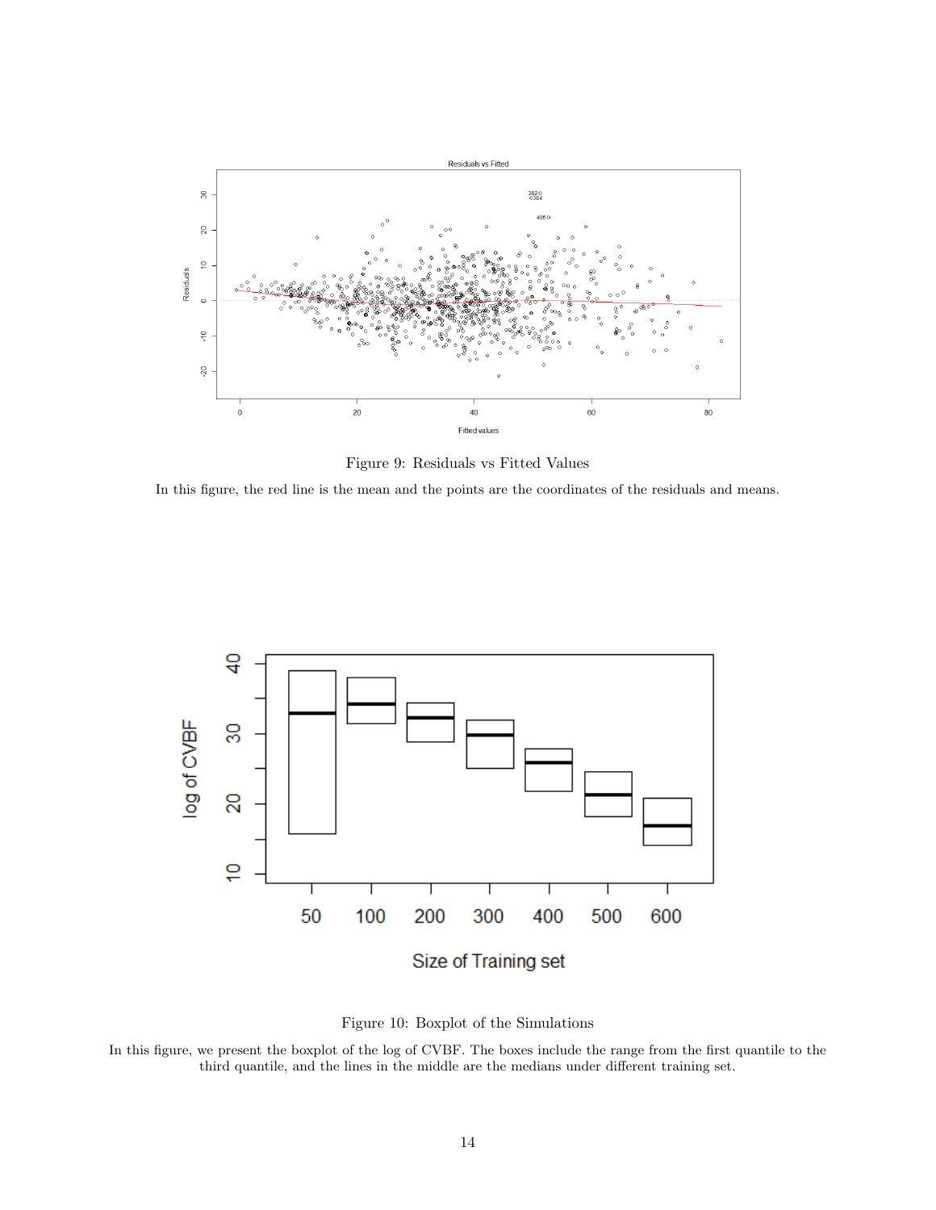Figure 9: Residuals vs Fitted Values

In this figure, the red line is the mean and the points are the coordinates of the residuals and means.

Figure 10: Boxplot of the Simulations

In this figure, we present the boxplot of the log of CVBF. The boxes include the range from the first quantile to the third quantile, and the lines in the middle are the medians under different training set.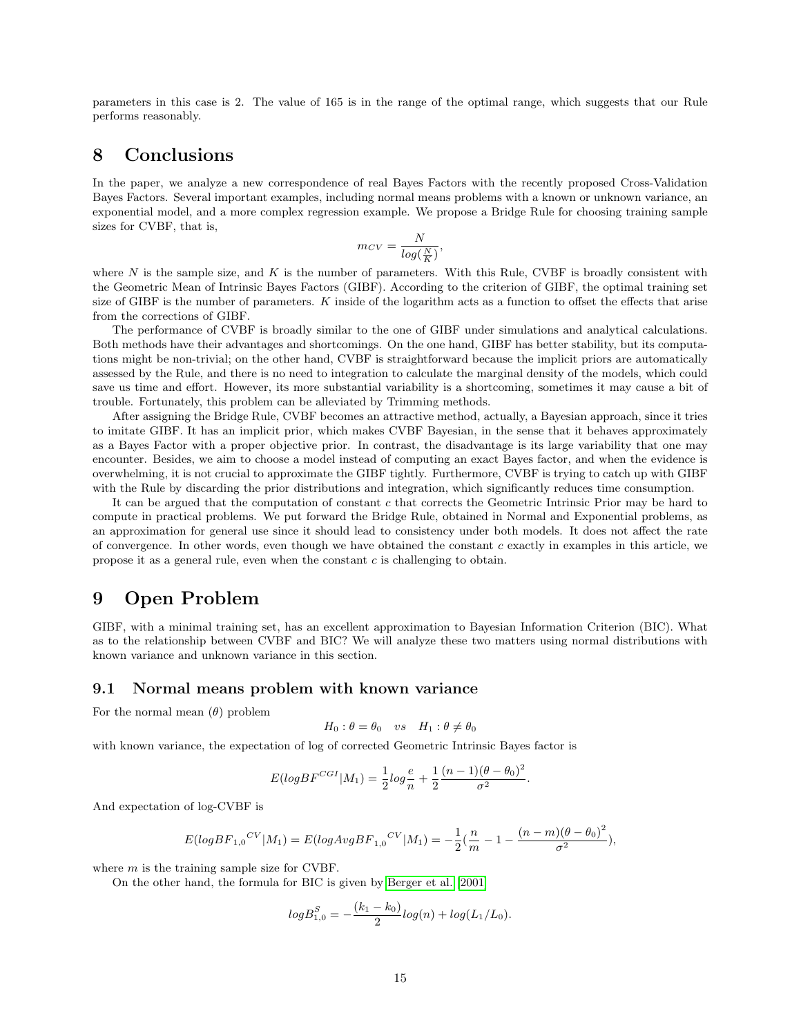parameters in this case is 2. The value of 165 is in the range of the optimal range, which suggests that our Rule performs reasonably.

# 8 Conclusions

In the paper, we analyze a new correspondence of real Bayes Factors with the recently proposed Cross-Validation Bayes Factors. Several important examples, including normal means problems with a known or unknown variance, an exponential model, and a more complex regression example. We propose a Bridge Rule for choosing training sample sizes for CVBF, that is,

$$m_{CV} = \frac{N}{log(\frac{N}{K})},$$

where $N$ is the sample size, and $K$ is the number of parameters. With this Rule, CVBF is broadly consistent with the Geometric Mean of Intrinsic Bayes Factors (GIBF). According to the criterion of GIBF, the optimal training set size of GIBF is the number of parameters. $K$ inside of the logarithm acts as a function to offset the effects that arise from the corrections of GIBF.

The performance of CVBF is broadly similar to the one of GIBF under simulations and analytical calculations. Both methods have their advantages and shortcomings. On the one hand, GIBF has better stability, but its computations might be non-trivial; on the other hand, CVBF is straightforward because the implicit priors are automatically assessed by the Rule, and there is no need to integration to calculate the marginal density of the models, which could save us time and effort. However, its more substantial variability is a shortcoming, sometimes it may cause a bit of trouble. Fortunately, this problem can be alleviated by Trimming methods.

After assigning the Bridge Rule, CVBF becomes an attractive method, actually, a Bayesian approach, since it tries to imitate GIBF. It has an implicit prior, which makes CVBF Bayesian, in the sense that it behaves approximately as a Bayes Factor with a proper objective prior. In contrast, the disadvantage is its large variability that one may encounter. Besides, we aim to choose a model instead of computing an exact Bayes factor, and when the evidence is overwhelming, it is not crucial to approximate the GIBF tightly. Furthermore, CVBF is trying to catch up with GIBF with the Rule by discarding the prior distributions and integration, which significantly reduces time consumption.

It can be argued that the computation of constant $c$ that corrects the Geometric Intrinsic Prior may be hard to compute in practical problems. We put forward the Bridge Rule, obtained in Normal and Exponential problems, as an approximation for general use since it should lead to consistency under both models. It does not affect the rate of convergence. In other words, even though we have obtained the constant $c$ exactly in examples in this article, we propose it as a general rule, even when the constant $c$ is challenging to obtain.

# 9 Open Problem

GIBF, with a minimal training set, has an excellent approximation to Bayesian Information Criterion (BIC). What as to the relationship between CVBF and BIC? We will analyze these two matters using normal distributions with known variance and unknown variance in this section.

## 9.1 Normal means problem with known variance

For the normal mean ($\theta$) problem

$$H_0 : \theta = \theta_0 \quad vs \quad H_1 : \theta \neq \theta_0$$

with known variance, the expectation of log of corrected Geometric Intrinsic Bayes factor is

$$E(logBF^{CGI}|M_1) = \frac{1}{2}log\frac{e}{n} + \frac{1}{2}\frac{(n-1)(\theta-\theta_0)^2}{\sigma^2}.$$

And expectation of log-CVBF is

$$E(logBF_{1,0}{}^{CV}|M_1) = E(logAvgBF_{1,0}{}^{CV}|M_1) = -\frac{1}{2}(\frac{n}{m} - 1 - \frac{(n-m)(\theta-\theta_0)^2}{\sigma^2}),$$

where $m$ is the training sample size for CVBF.

On the other hand, the formula for BIC is given by Berger et al. [2001]

$$logB^S_{1,0} = -\frac{(k_1 - k_0)}{2}log(n) + log(L_1/L_0).$$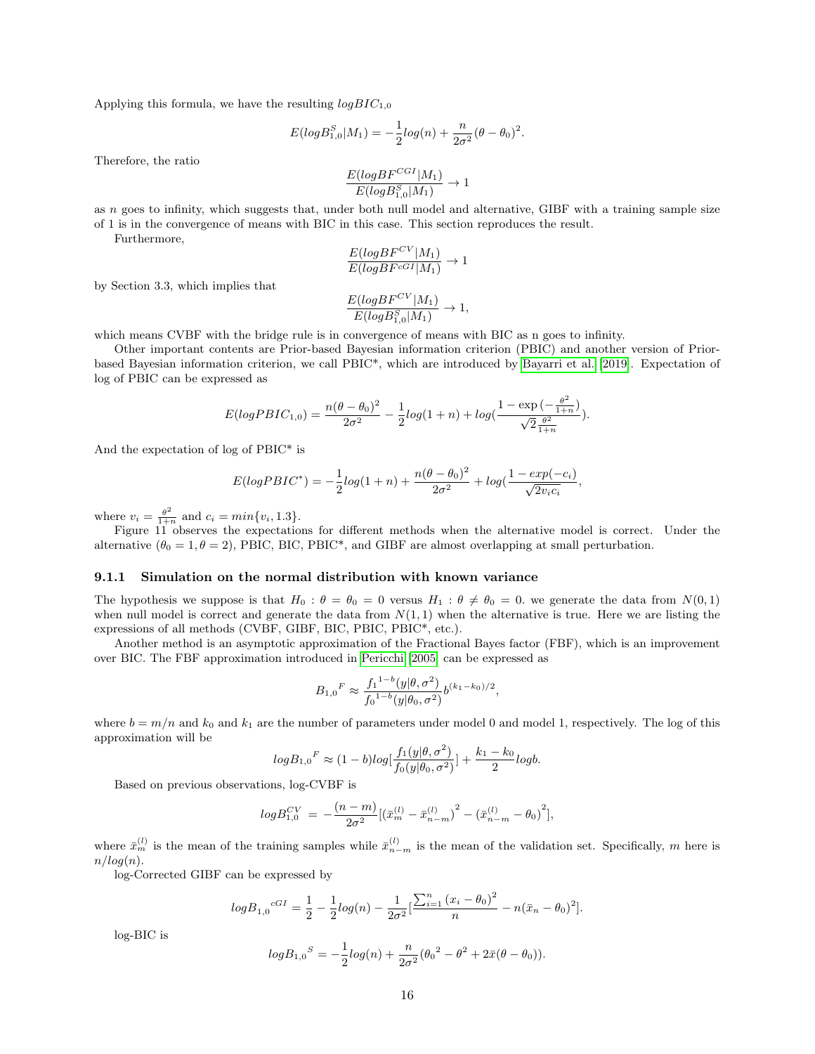Applying this formula, we have the resulting $logBIC_{1,0}$

$$E(logB^S_{1,0}|M_1) = -\frac{1}{2}log(n) + \frac{n}{2\sigma^2}(\theta - \theta_0)^2.$$

Therefore, the ratio

$$\frac{E(logBF^{CGI}|M_1)}{E(logB^S_{1,0}|M_1)} \to 1$$

as $n$ goes to infinity, which suggests that, under both null model and alternative, GIBF with a training sample size of 1 is in the convergence of means with BIC in this case. This section reproduces the result.

Furthermore,

$$\frac{E(logBF^{CV}|M_1)}{E(logBF^{cGI}|M_1)} \to 1$$

by Section 3.3, which implies that

$$\frac{E(logBF^{CV}|M_1)}{E(logB^S_{1,0}|M_1)} \to 1,$$

which means CVBF with the bridge rule is in convergence of means with BIC as n goes to infinity.

Other important contents are Prior-based Bayesian information criterion (PBIC) and another version of Prior-based Bayesian information criterion, we call PBIC*, which are introduced by Bayarri et al. [2019]. Expectation of log of PBIC can be expressed as

$$E(logPBIC_{1,0}) = \frac{n(\theta - \theta_0)^2}{2\sigma^2} - \frac{1}{2}log(1+n) + log(\frac{1 - \exp{(-\frac{\theta^2}{1+n})}}{\sqrt{2}\frac{\theta^2}{1+n}}).$$

And the expectation of log of PBIC* is

$$E(logPBIC^*) = -\frac{1}{2}log(1+n) + \frac{n(\theta - \theta_0)^2}{2\sigma^2} + log(\frac{1 - exp(-c_i)}{\sqrt{2}v_i c_i},$$

where $v_i = \frac{\theta^2}{1+n}$ and $c_i = min\{v_i, 1.3\}$.

Figure 11 observes the expectations for different methods when the alternative model is correct. Under the alternative ($\theta_0 = 1, \theta = 2$), PBIC, BIC, PBIC*, and GIBF are almost overlapping at small perturbation.

### 9.1.1 Simulation on the normal distribution with known variance

The hypothesis we suppose is that $H_0 : \theta = \theta_0 = 0$ versus $H_1 : \theta \neq \theta_0 = 0$. we generate the data from $N(0, 1)$ when null model is correct and generate the data from $N(1, 1)$ when the alternative is true. Here we are listing the expressions of all methods (CVBF, GIBF, BIC, PBIC, PBIC*, etc.).

Another method is an asymptotic approximation of the Fractional Bayes factor (FBF), which is an improvement over BIC. The FBF approximation introduced in Pericchi [2005] can be expressed as

$$B_{1,0}{}^F \approx \frac{{f_1}^{1-b}(y|\theta, \sigma^2)}{{f_0}^{1-b}(y|\theta_0, \sigma^2)} b^{(k_1 - k_0)/2},$$

where $b = m/n$ and $k_0$ and $k_1$ are the number of parameters under model 0 and model 1, respectively. The log of this approximation will be

$$logB_{1,0}{}^F \approx (1-b)log[\frac{f_1(y|\theta, \sigma^2)}{f_0(y|\theta_0, \sigma^2)}] + \frac{k_1 - k_0}{2}logb.$$

Based on previous observations, log-CVBF is

$$logB^{CV}_{1,0} \; = -\frac{(n-m)}{2\sigma^2}[{(\bar{x}^{(l)}_m - \bar{x}^{(l)}_{n-m})}^2 - {(\bar{x}^{(l)}_{n-m} - \theta_0)}^2],$$

where $\bar{x}^{(l)}_m$ is the mean of the training samples while $\bar{x}^{(l)}_{n-m}$ is the mean of the validation set. Specifically, $m$ here is $n/log(n)$.

log-Corrected GIBF can be expressed by

$$logB_{1,0}{}^{cGI} = \frac{1}{2} - \frac{1}{2}log(n) - \frac{1}{2\sigma^2}[\frac{\sum_{i=1}^n {(x_i - \theta_0)}^2}{n} - n(\bar{x}_n - \theta_0)^2].$$

log-BIC is

$$logB_{1,0}{}^S = -\frac{1}{2}log(n) + \frac{n}{2\sigma^2}({\theta_0}^2 - \theta^2 + 2\bar{x}(\theta - \theta_0)).$$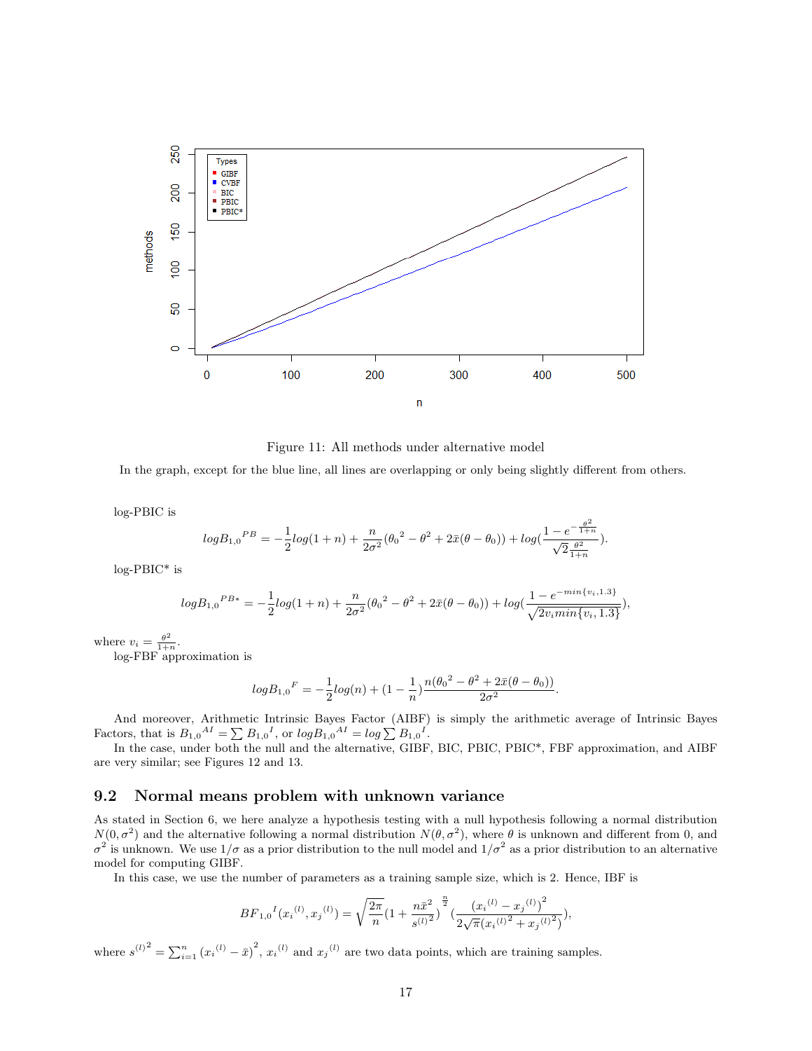Figure 11: All methods under alternative model

In the graph, except for the blue line, all lines are overlapping or only being slightly different from others.

log-PBIC is

$$logB_{1,0}{}^{PB} = -\frac{1}{2}log(1+n) + \frac{n}{2\sigma^2}({\theta_0}^2 - \theta^2 + 2\bar{x}(\theta - \theta_0)) + log(\frac{1 - e^{-\frac{\theta^2}{1+n}}}{\sqrt{2}\frac{\theta^2}{1+n}}).$$

log-PBIC* is

$$logB_{1,0}{}^{PB*} = -\frac{1}{2}log(1+n) + \frac{n}{2\sigma^2}({\theta_0}^2 - \theta^2 + 2\bar{x}(\theta - \theta_0)) + log(\frac{1 - e^{-min\{v_i, 1.3\}}}{\sqrt{2v_i min\{v_i, 1.3\}}}),$$

where $v_i = \frac{\theta^2}{1+n}$.

log-FBF approximation is

$$logB_{1,0}{}^{F} = -\frac{1}{2}log(n) + (1 - \frac{1}{n})\frac{n({\theta_0}^2 - \theta^2 + 2\bar{x}(\theta - \theta_0))}{2\sigma^2}.$$

And moreover, Arithmetic Intrinsic Bayes Factor (AIBF) is simply the arithmetic average of Intrinsic Bayes Factors, that is $B_{1,0}{}^{AI} = \sum B_{1,0}{}^{I}$, or $logB_{1,0}{}^{AI} = log\sum B_{1,0}{}^{I}$.

In the case, under both the null and the alternative, GIBF, BIC, PBIC, PBIC*, FBF approximation, and AIBF are very similar; see Figures 12 and 13.

## 9.2 Normal means problem with unknown variance

As stated in Section 6, we here analyze a hypothesis testing with a null hypothesis following a normal distribution $N(0, \sigma^2)$ and the alternative following a normal distribution $N(\theta, \sigma^2)$, where $\theta$ is unknown and different from 0, and $\sigma^2$ is unknown. We use $1/\sigma$ as a prior distribution to the null model and $1/\sigma^2$ as a prior distribution to an alternative model for computing GIBF.

In this case, we use the number of parameters as a training sample size, which is 2. Hence, IBF is

$$BF_{1,0}{}^{I}({x_i}^{(l)}, {x_j}^{(l)}) = \sqrt{\frac{2\pi}{n}}(1 + \frac{n\bar{x}^2}{{s^{(l)}}^2})^{\frac{n}{2}}(\frac{({x_i}^{(l)} - {x_j}^{(l)})^2}{2\sqrt{\pi}({x_i}^{(l)2} + {x_j}^{(l)2})}),$$

where ${s^{(l)}}^2 = \sum_{i=1}^{n}({x_i}^{(l)} - \bar{x})^2$, ${x_i}^{(l)}$ and ${x_j}^{(l)}$ are two data points, which are training samples.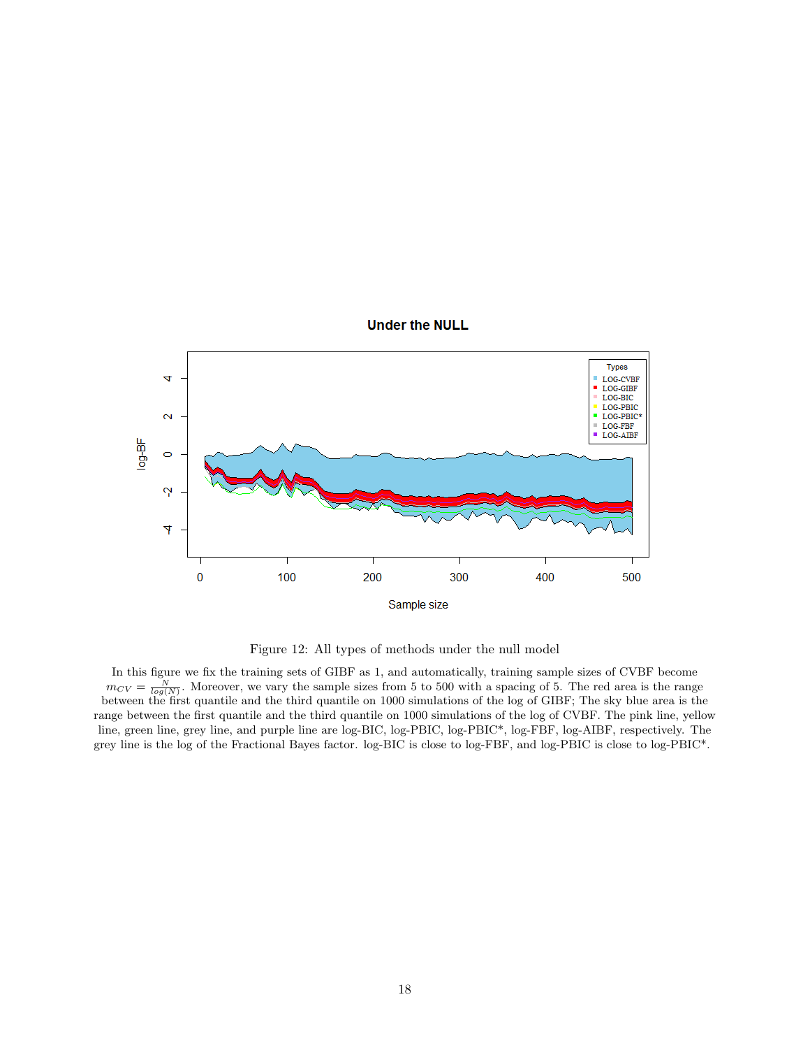Figure 12: All types of methods under the null model

In this figure we fix the training sets of GIBF as 1, and automatically, training sample sizes of CVBF become $m_{CV} = \frac{N}{log(N)}$. Moreover, we vary the sample sizes from 5 to 500 with a spacing of 5. The red area is the range between the first quantile and the third quantile on 1000 simulations of the log of GIBF; The sky blue area is the range between the first quantile and the third quantile on 1000 simulations of the log of CVBF. The pink line, yellow line, green line, grey line, and purple line are log-BIC, log-PBIC, log-PBIC*, log-FBF, log-AIBF, respectively. The grey line is the log of the Fractional Bayes factor. log-BIC is close to log-FBF, and log-PBIC is close to log-PBIC*.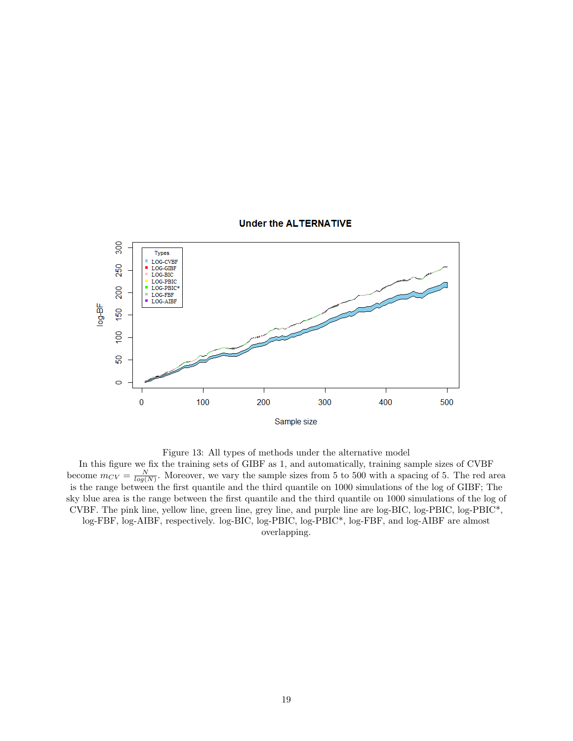Figure 13: All types of methods under the alternative model

In this figure we fix the training sets of GIBF as 1, and automatically, training sample sizes of CVBF become $m_{CV} = \frac{N}{log(N)}$. Moreover, we vary the sample sizes from 5 to 500 with a spacing of 5. The red area is the range between the first quantile and the third quantile on 1000 simulations of the log of GIBF; The sky blue area is the range between the first quantile and the third quantile on 1000 simulations of the log of CVBF. The pink line, yellow line, green line, grey line, and purple line are log-BIC, log-PBIC, log-PBIC*, log-FBF, log-AIBF, respectively. log-BIC, log-PBIC, log-PBIC*, log-FBF, and log-AIBF are almost overlapping.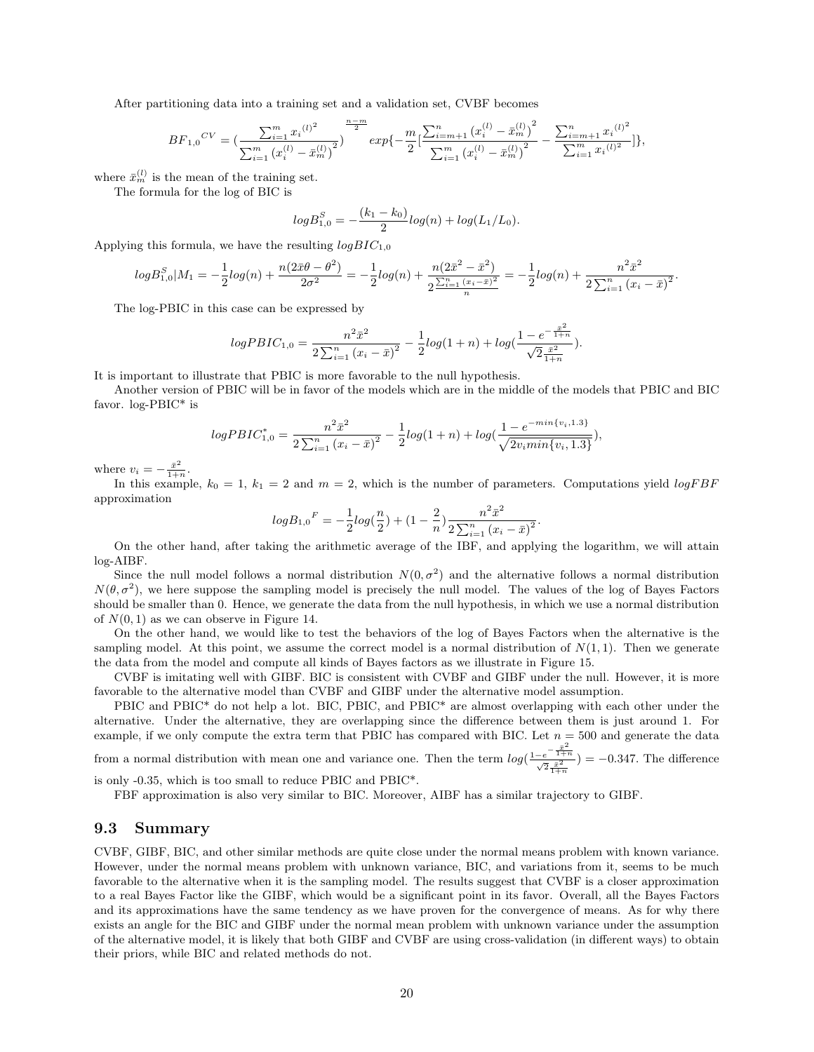After partitioning data into a training set and a validation set, CVBF becomes

$$BF_{1,0}{}^{CV} = \left(\frac{\sum_{i=1}^{m} x_i{}^{(l)^2}}{\sum_{i=1}^{m} (x_i^{(l)} - \bar{x}_m^{(l)})^2}\right)^{\frac{n-m}{2}} exp\{-\frac{m}{2}[\frac{\sum_{i=m+1}^{n} (x_i^{(l)} - \bar{x}_m^{(l)})^2}{\sum_{i=1}^{m} (x_i^{(l)} - \bar{x}_m^{(l)})^2} - \frac{\sum_{i=m+1}^{n} x_i{}^{(l)^2}}{\sum_{i=1}^{m} x_i{}^{(l)^2}}]\},$$

where $\bar{x}_m^{(l)}$ is the mean of the training set.

The formula for the log of BIC is

$$logB_{1,0}^S = -\frac{(k_1 - k_0)}{2} log(n) + log(L_1/L_0).$$

Applying this formula, we have the resulting $logBIC_{1,0}$

$$logB_{1,0}^S|M_1 = -\frac{1}{2}log(n) + \frac{n(2\bar{x}\theta - \theta^2)}{2\sigma^2} = -\frac{1}{2}log(n) + \frac{n(2\bar{x}^2 - \bar{x}^2)}{2\frac{\sum_{i=1}^{n}(x_i - \bar{x})^2}{n}} = -\frac{1}{2}log(n) + \frac{n^2\bar{x}^2}{2\sum_{i=1}^{n}(x_i - \bar{x})^2}.$$

The log-PBIC in this case can be expressed by

$$logPBIC_{1,0} = \frac{n^2\bar{x}^2}{2\sum_{i=1}^{n}(x_i - \bar{x})^2} - \frac{1}{2}log(1+n) + log(\frac{1 - e^{-\frac{\bar{x}^2}{1+n}}}{\sqrt{2}\frac{\bar{x}^2}{1+n}}).$$

It is important to illustrate that PBIC is more favorable to the null hypothesis.

Another version of PBIC will be in favor of the models which are in the middle of the models that PBIC and BIC favor. log-PBIC* is

$$logPBIC_{1,0}^* = \frac{n^2\bar{x}^2}{2\sum_{i=1}^{n}(x_i - \bar{x})^2} - \frac{1}{2}log(1+n) + log(\frac{1 - e^{-min\{v_i, 1.3\}}}{\sqrt{2v_i min\{v_i, 1.3\}}}),$$

where $v_i = -\frac{\bar{x}^2}{1+n}$.

In this example, $k_0 = 1$, $k_1 = 2$ and $m = 2$, which is the number of parameters. Computations yield $logFBF$ approximation

$$logB_{1,0}{}^F = -\frac{1}{2}log(\frac{n}{2}) + (1 - \frac{2}{n})\frac{n^2\bar{x}^2}{2\sum_{i=1}^{n}(x_i - \bar{x})^2}.$$

On the other hand, after taking the arithmetic average of the IBF, and applying the logarithm, we will attain log-AIBF.

Since the null model follows a normal distribution $N(0, \sigma^2)$ and the alternative follows a normal distribution $N(\theta, \sigma^2)$, we here suppose the sampling model is precisely the null model. The values of the log of Bayes Factors should be smaller than 0. Hence, we generate the data from the null hypothesis, in which we use a normal distribution of $N(0, 1)$ as we can observe in Figure 14.

On the other hand, we would like to test the behaviors of the log of Bayes Factors when the alternative is the sampling model. At this point, we assume the correct model is a normal distribution of $N(1, 1)$. Then we generate the data from the model and compute all kinds of Bayes factors as we illustrate in Figure 15.

CVBF is imitating well with GIBF. BIC is consistent with CVBF and GIBF under the null. However, it is more favorable to the alternative model than CVBF and GIBF under the alternative model assumption.

PBIC and PBIC* do not help a lot. BIC, PBIC, and PBIC* are almost overlapping with each other under the alternative. Under the alternative, they are overlapping since the difference between them is just around 1. For example, if we only compute the extra term that PBIC has compared with BIC. Let $n = 500$ and generate the data from a normal distribution with mean one and variance one. Then the term $log(\frac{1-e^{-\frac{\bar{x}^2}{1+n}}}{\sqrt{2}\frac{\bar{x}^2}{1+n}}) = -0.347$. The difference is only -0.35, which is too small to reduce PBIC and PBIC*.

FBF approximation is also very similar to BIC. Moreover, AIBF has a similar trajectory to GIBF.

### 9.3 Summary

CVBF, GIBF, BIC, and other similar methods are quite close under the normal means problem with known variance. However, under the normal means problem with unknown variance, BIC, and variations from it, seems to be much favorable to the alternative when it is the sampling model. The results suggest that CVBF is a closer approximation to a real Bayes Factor like the GIBF, which would be a significant point in its favor. Overall, all the Bayes Factors and its approximations have the same tendency as we have proven for the convergence of means. As for why there exists an angle for the BIC and GIBF under the normal mean problem with unknown variance under the assumption of the alternative model, it is likely that both GIBF and CVBF are using cross-validation (in different ways) to obtain their priors, while BIC and related methods do not.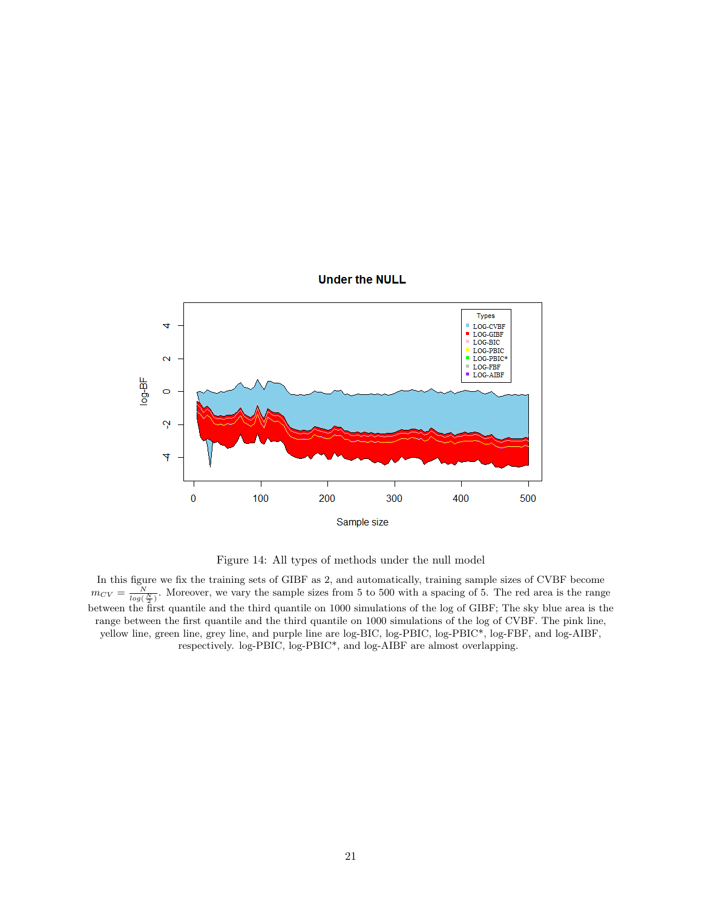Figure 14: All types of methods under the null model

In this figure we fix the training sets of GIBF as 2, and automatically, training sample sizes of CVBF become $m_{CV} = \frac{N}{log(\frac{N}{2})}$. Moreover, we vary the sample sizes from 5 to 500 with a spacing of 5. The red area is the range between the first quantile and the third quantile on 1000 simulations of the log of GIBF; The sky blue area is the range between the first quantile and the third quantile on 1000 simulations of the log of CVBF. The pink line, yellow line, green line, grey line, and purple line are log-BIC, log-PBIC, log-PBIC*, log-FBF, and log-AIBF, respectively. log-PBIC, log-PBIC*, and log-AIBF are almost overlapping.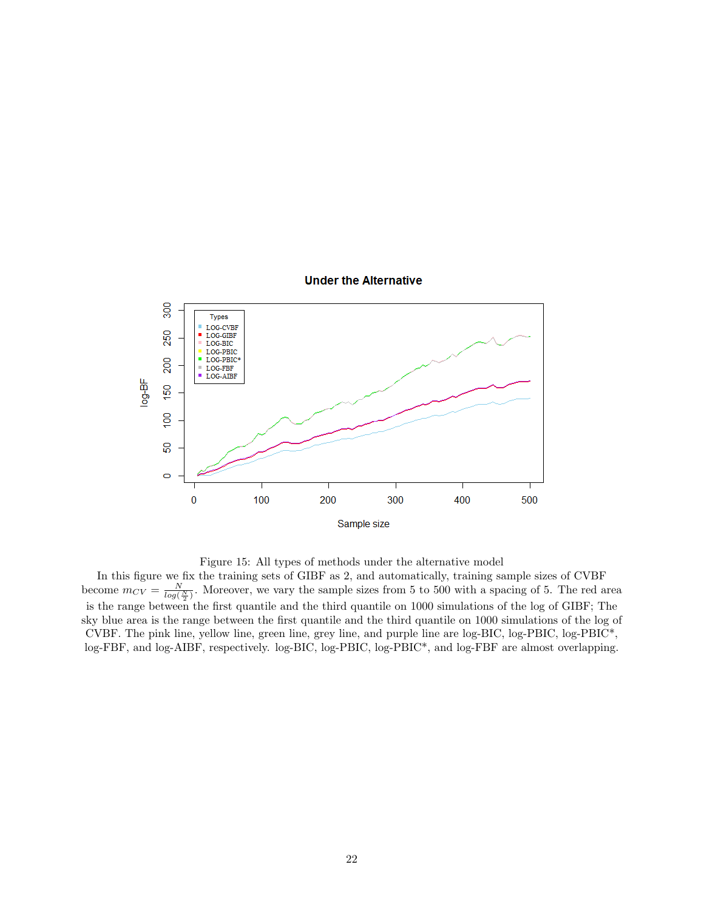Figure 15: All types of methods under the alternative model

In this figure we fix the training sets of GIBF as 2, and automatically, training sample sizes of CVBF become $m_{CV} = \frac{N}{log(\frac{N}{2})}$. Moreover, we vary the sample sizes from 5 to 500 with a spacing of 5. The red area is the range between the first quantile and the third quantile on 1000 simulations of the log of GIBF; The sky blue area is the range between the first quantile and the third quantile on 1000 simulations of the log of CVBF. The pink line, yellow line, green line, grey line, and purple line are log-BIC, log-PBIC, log-PBIC*, log-FBF, and log-AIBF, respectively. log-BIC, log-PBIC, log-PBIC*, and log-FBF are almost overlapping.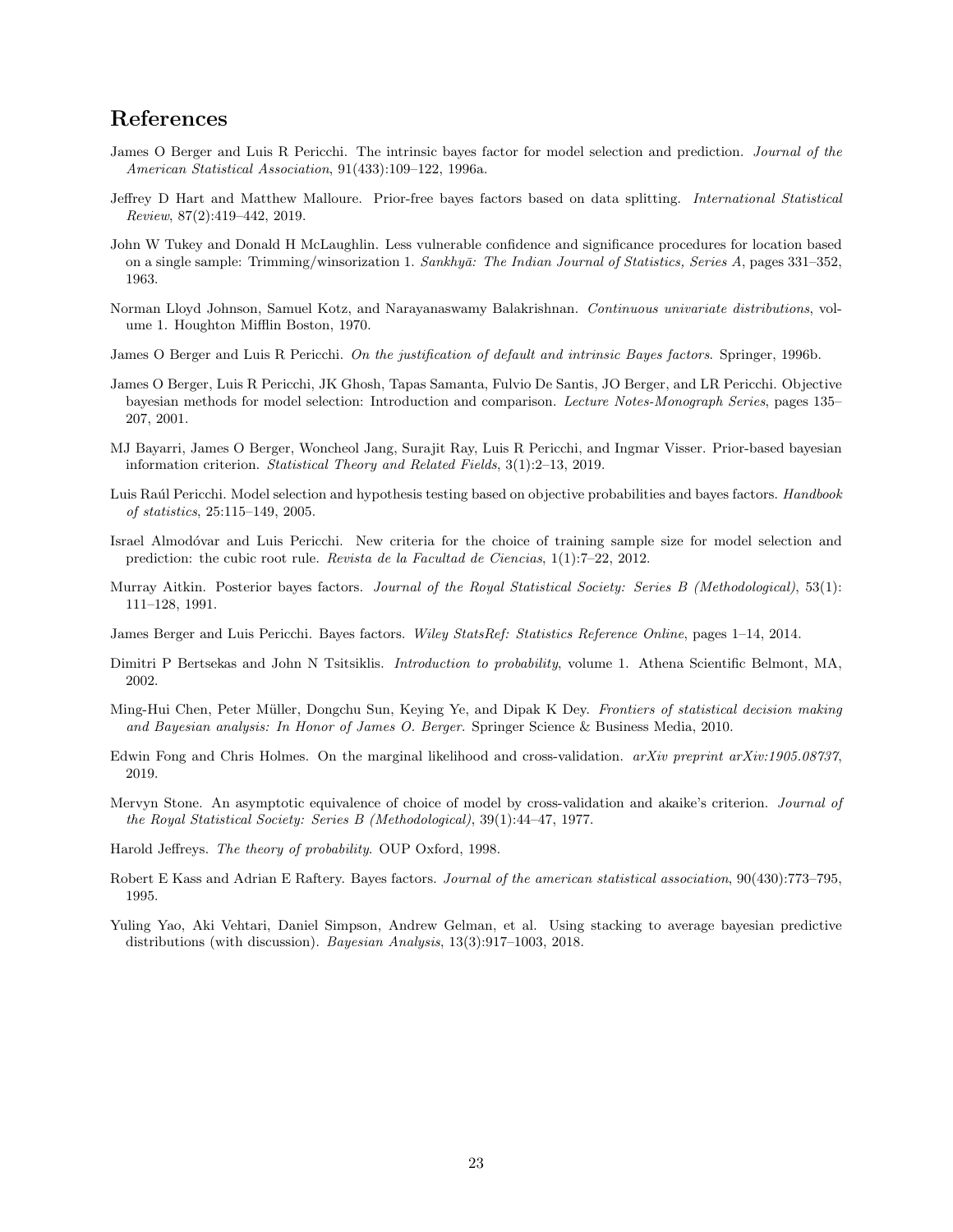## References

James O Berger and Luis R Pericchi. The intrinsic bayes factor for model selection and prediction. *Journal of the American Statistical Association*, 91(433):109–122, 1996a.

Jeffrey D Hart and Matthew Malloure. Prior-free bayes factors based on data splitting. *International Statistical Review*, 87(2):419–442, 2019.

John W Tukey and Donald H McLaughlin. Less vulnerable confidence and significance procedures for location based on a single sample: Trimming/winsorization 1. *Sankhyā: The Indian Journal of Statistics, Series A*, pages 331–352, 1963.

Norman Lloyd Johnson, Samuel Kotz, and Narayanaswamy Balakrishnan. *Continuous univariate distributions*, volume 1. Houghton Mifflin Boston, 1970.

James O Berger and Luis R Pericchi. *On the justification of default and intrinsic Bayes factors*. Springer, 1996b.

James O Berger, Luis R Pericchi, JK Ghosh, Tapas Samanta, Fulvio De Santis, JO Berger, and LR Pericchi. Objective bayesian methods for model selection: Introduction and comparison. *Lecture Notes-Monograph Series*, pages 135–207, 2001.

MJ Bayarri, James O Berger, Woncheol Jang, Surajit Ray, Luis R Pericchi, and Ingmar Visser. Prior-based bayesian information criterion. *Statistical Theory and Related Fields*, 3(1):2–13, 2019.

Luis Raúl Pericchi. Model selection and hypothesis testing based on objective probabilities and bayes factors. *Handbook of statistics*, 25:115–149, 2005.

Israel Almodóvar and Luis Pericchi. New criteria for the choice of training sample size for model selection and prediction: the cubic root rule. *Revista de la Facultad de Ciencias*, 1(1):7–22, 2012.

Murray Aitkin. Posterior bayes factors. *Journal of the Royal Statistical Society: Series B (Methodological)*, 53(1): 111–128, 1991.

James Berger and Luis Pericchi. Bayes factors. *Wiley StatsRef: Statistics Reference Online*, pages 1–14, 2014.

Dimitri P Bertsekas and John N Tsitsiklis. *Introduction to probability*, volume 1. Athena Scientific Belmont, MA, 2002.

Ming-Hui Chen, Peter Müller, Dongchu Sun, Keying Ye, and Dipak K Dey. *Frontiers of statistical decision making and Bayesian analysis: In Honor of James O. Berger*. Springer Science & Business Media, 2010.

Edwin Fong and Chris Holmes. On the marginal likelihood and cross-validation. *arXiv preprint arXiv:1905.08737*, 2019.

Mervyn Stone. An asymptotic equivalence of choice of model by cross-validation and akaike's criterion. *Journal of the Royal Statistical Society: Series B (Methodological)*, 39(1):44–47, 1977.

Harold Jeffreys. *The theory of probability*. OUP Oxford, 1998.

Robert E Kass and Adrian E Raftery. Bayes factors. *Journal of the american statistical association*, 90(430):773–795, 1995.

Yuling Yao, Aki Vehtari, Daniel Simpson, Andrew Gelman, et al. Using stacking to average bayesian predictive distributions (with discussion). *Bayesian Analysis*, 13(3):917–1003, 2018.